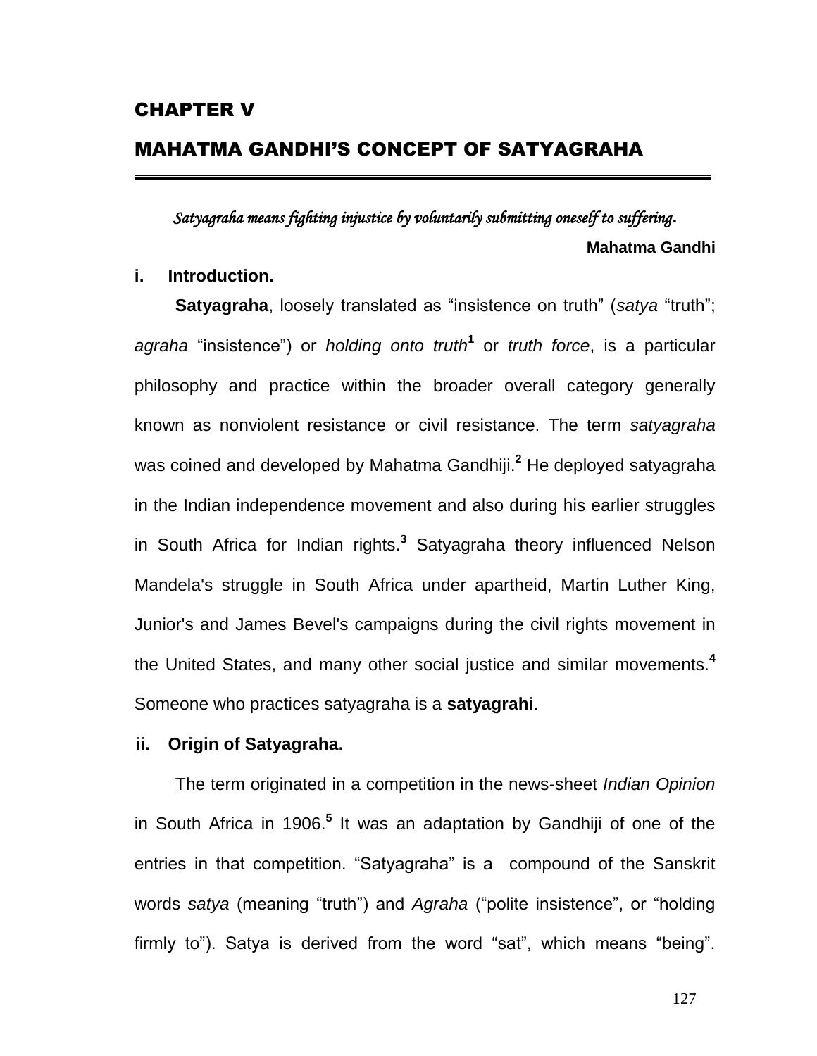# CHAPTER V

# MAHATMA GANDHI'S CONCEPT OF SATYAGRAHA

*Satyagraha means fighting injustice by voluntarily submitting oneself to suffering*.

**Mahatma Gandhi**

## i. Introduction.

**Satyagraha**, loosely translated as "insistence on truth" (*satya* "truth"; *agraha* "insistence") or *holding onto truth*[1] or *truth force*, is a particular philosophy and practice within the broader overall category generally known as nonviolent resistance or civil resistance. The term *satyagraha* was coined and developed by Mahatma Gandhiji.[2] He deployed satyagraha in the Indian independence movement and also during his earlier struggles in South Africa for Indian rights.[3] Satyagraha theory influenced Nelson Mandela's struggle in South Africa under apartheid, Martin Luther King, Junior's and James Bevel's campaigns during the civil rights movement in the United States, and many other social justice and similar movements.[4] Someone who practices satyagraha is a **satyagrahi**.

## ii. Origin of Satyagraha.

The term originated in a competition in the news-sheet *Indian Opinion* in South Africa in 1906.[5] It was an adaptation by Gandhiji of one of the entries in that competition. "Satyagraha" is a compound of the Sanskrit words *satya* (meaning "truth") and *Agraha* ("polite insistence", or "holding firmly to"). Satya is derived from the word "sat", which means "being".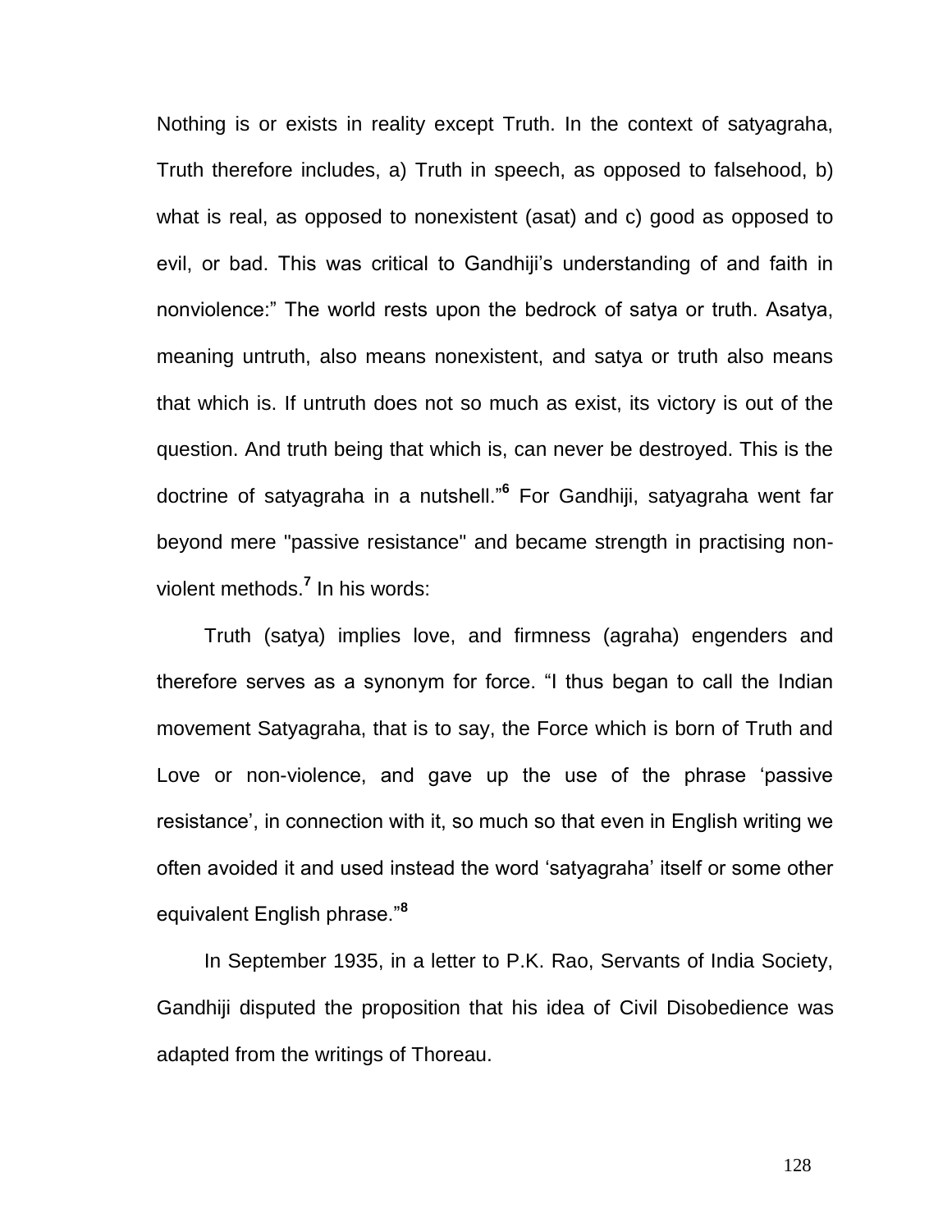Nothing is or exists in reality except Truth. In the context of satyagraha, Truth therefore includes, a) Truth in speech, as opposed to falsehood, b) what is real, as opposed to nonexistent (asat) and c) good as opposed to evil, or bad. This was critical to Gandhiji's understanding of and faith in nonviolence:" The world rests upon the bedrock of satya or truth. Asatya, meaning untruth, also means nonexistent, and satya or truth also means that which is. If untruth does not so much as exist, its victory is out of the question. And truth being that which is, can never be destroyed. This is the doctrine of satyagraha in a nutshell."[6] For Gandhiji, satyagraha went far beyond mere "passive resistance" and became strength in practising non-violent methods.[7] In his words:

Truth (satya) implies love, and firmness (agraha) engenders and therefore serves as a synonym for force. "I thus began to call the Indian movement Satyagraha, that is to say, the Force which is born of Truth and Love or non-violence, and gave up the use of the phrase 'passive resistance', in connection with it, so much so that even in English writing we often avoided it and used instead the word 'satyagraha' itself or some other equivalent English phrase."[8]

In September 1935, in a letter to P.K. Rao, Servants of India Society, Gandhiji disputed the proposition that his idea of Civil Disobedience was adapted from the writings of Thoreau.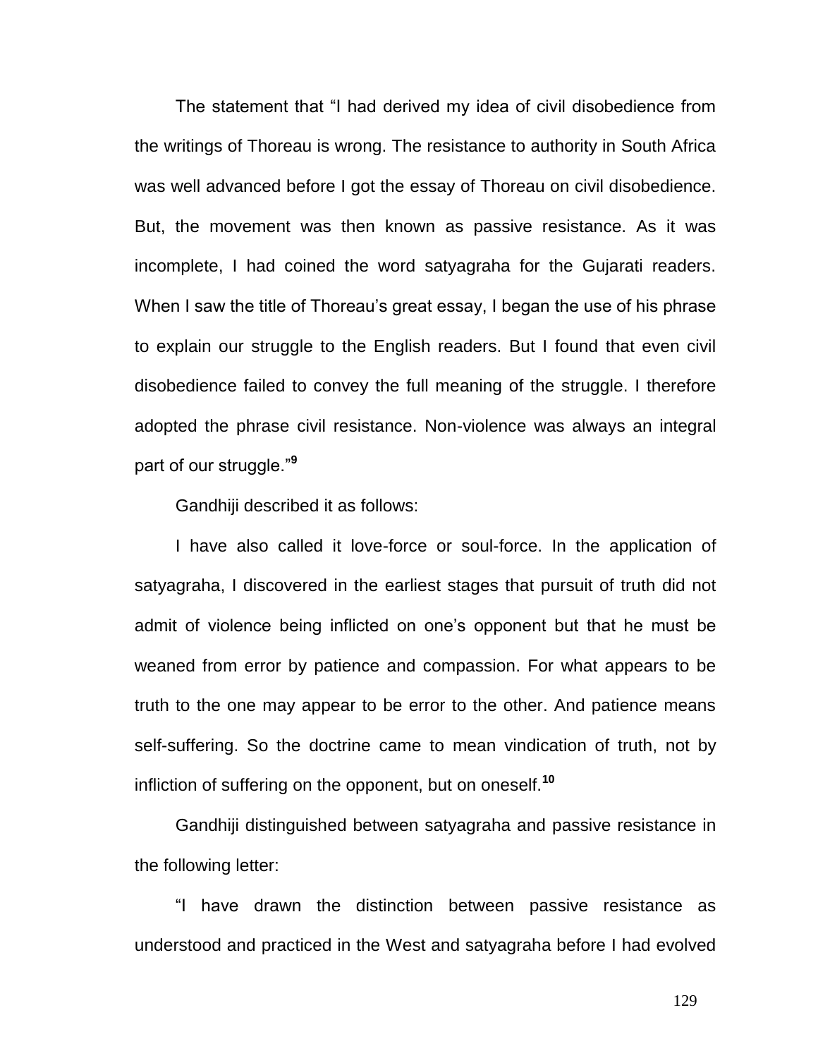The statement that "I had derived my idea of civil disobedience from the writings of Thoreau is wrong. The resistance to authority in South Africa was well advanced before I got the essay of Thoreau on civil disobedience. But, the movement was then known as passive resistance. As it was incomplete, I had coined the word satyagraha for the Gujarati readers. When I saw the title of Thoreau's great essay, I began the use of his phrase to explain our struggle to the English readers. But I found that even civil disobedience failed to convey the full meaning of the struggle. I therefore adopted the phrase civil resistance. Non-violence was always an integral part of our struggle."[9]

Gandhiji described it as follows:

I have also called it love-force or soul-force. In the application of satyagraha, I discovered in the earliest stages that pursuit of truth did not admit of violence being inflicted on one's opponent but that he must be weaned from error by patience and compassion. For what appears to be truth to the one may appear to be error to the other. And patience means self-suffering. So the doctrine came to mean vindication of truth, not by infliction of suffering on the opponent, but on oneself.[10]

Gandhiji distinguished between satyagraha and passive resistance in the following letter:

"I have drawn the distinction between passive resistance as understood and practiced in the West and satyagraha before I had evolved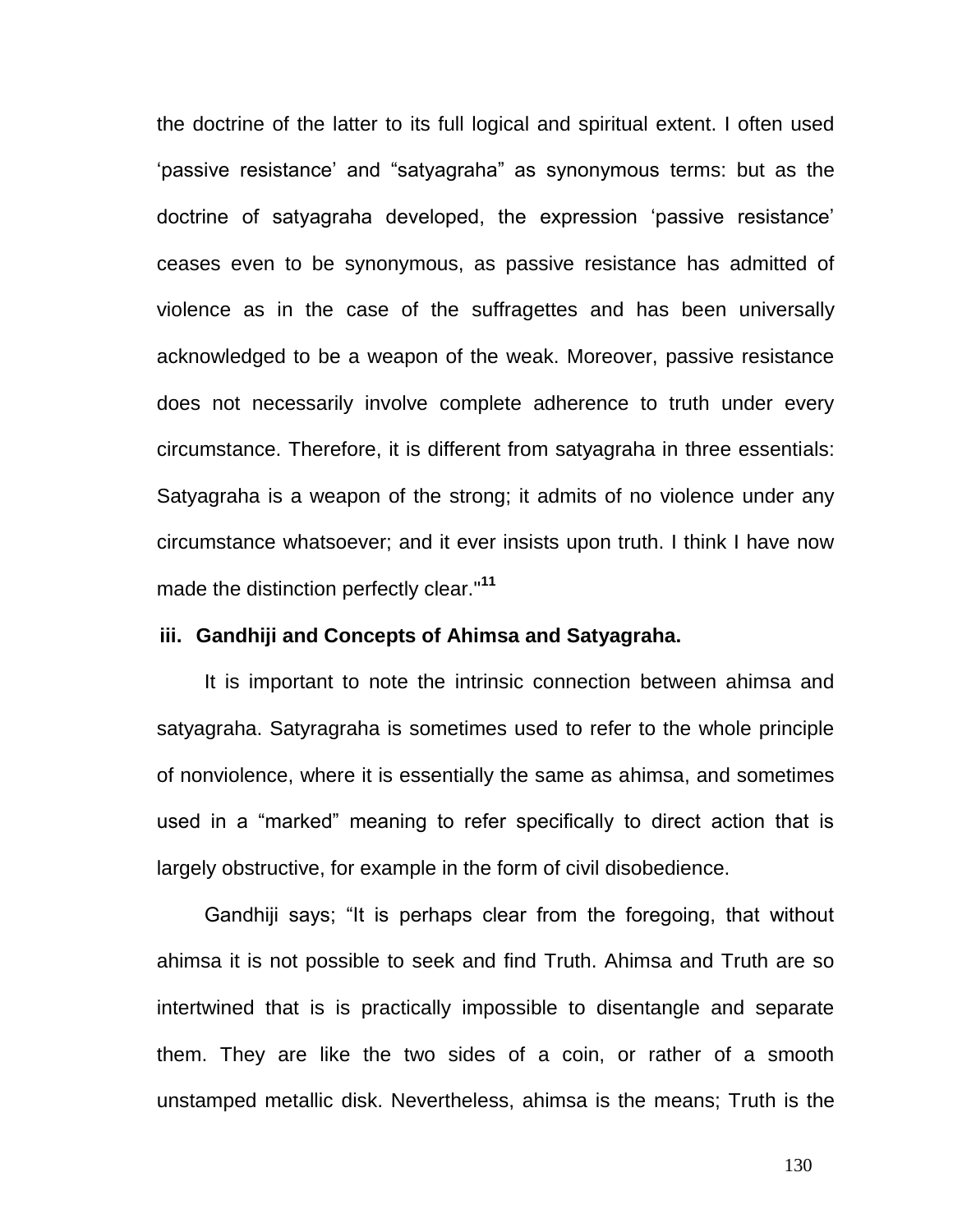the doctrine of the latter to its full logical and spiritual extent. I often used 'passive resistance' and "satyagraha" as synonymous terms: but as the doctrine of satyagraha developed, the expression 'passive resistance' ceases even to be synonymous, as passive resistance has admitted of violence as in the case of the suffragettes and has been universally acknowledged to be a weapon of the weak. Moreover, passive resistance does not necessarily involve complete adherence to truth under every circumstance. Therefore, it is different from satyagraha in three essentials: Satyagraha is a weapon of the strong; it admits of no violence under any circumstance whatsoever; and it ever insists upon truth. I think I have now made the distinction perfectly clear."[11]

### iii. Gandhiji and Concepts of Ahimsa and Satyagraha.

It is important to note the intrinsic connection between ahimsa and satyagraha. Satyragraha is sometimes used to refer to the whole principle of nonviolence, where it is essentially the same as ahimsa, and sometimes used in a "marked" meaning to refer specifically to direct action that is largely obstructive, for example in the form of civil disobedience.

Gandhiji says; "It is perhaps clear from the foregoing, that without ahimsa it is not possible to seek and find Truth. Ahimsa and Truth are so intertwined that is is practically impossible to disentangle and separate them. They are like the two sides of a coin, or rather of a smooth unstamped metallic disk. Nevertheless, ahimsa is the means; Truth is the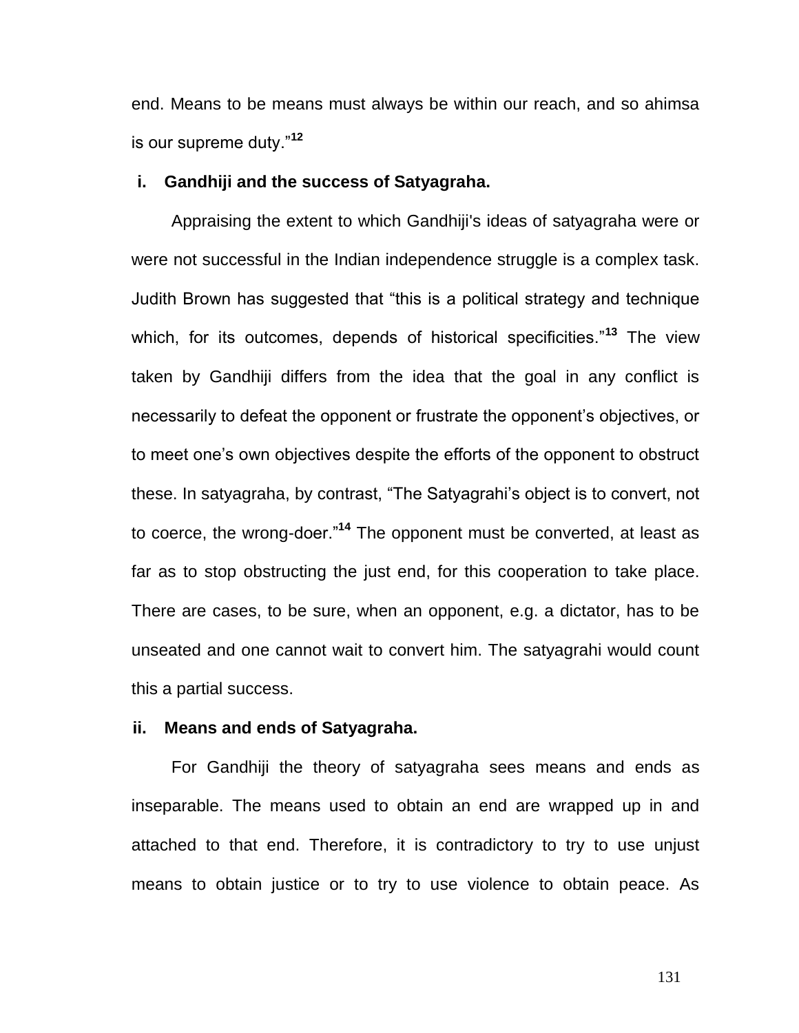end. Means to be means must always be within our reach, and so ahimsa is our supreme duty."[12]

### i. Gandhiji and the success of Satyagraha.

Appraising the extent to which Gandhiji's ideas of satyagraha were or were not successful in the Indian independence struggle is a complex task. Judith Brown has suggested that "this is a political strategy and technique which, for its outcomes, depends of historical specificities."[13] The view taken by Gandhiji differs from the idea that the goal in any conflict is necessarily to defeat the opponent or frustrate the opponent's objectives, or to meet one's own objectives despite the efforts of the opponent to obstruct these. In satyagraha, by contrast, "The Satyagrahi's object is to convert, not to coerce, the wrong-doer."[14] The opponent must be converted, at least as far as to stop obstructing the just end, for this cooperation to take place. There are cases, to be sure, when an opponent, e.g. a dictator, has to be unseated and one cannot wait to convert him. The satyagrahi would count this a partial success.

### ii. Means and ends of Satyagraha.

For Gandhiji the theory of satyagraha sees means and ends as inseparable. The means used to obtain an end are wrapped up in and attached to that end. Therefore, it is contradictory to try to use unjust means to obtain justice or to try to use violence to obtain peace. As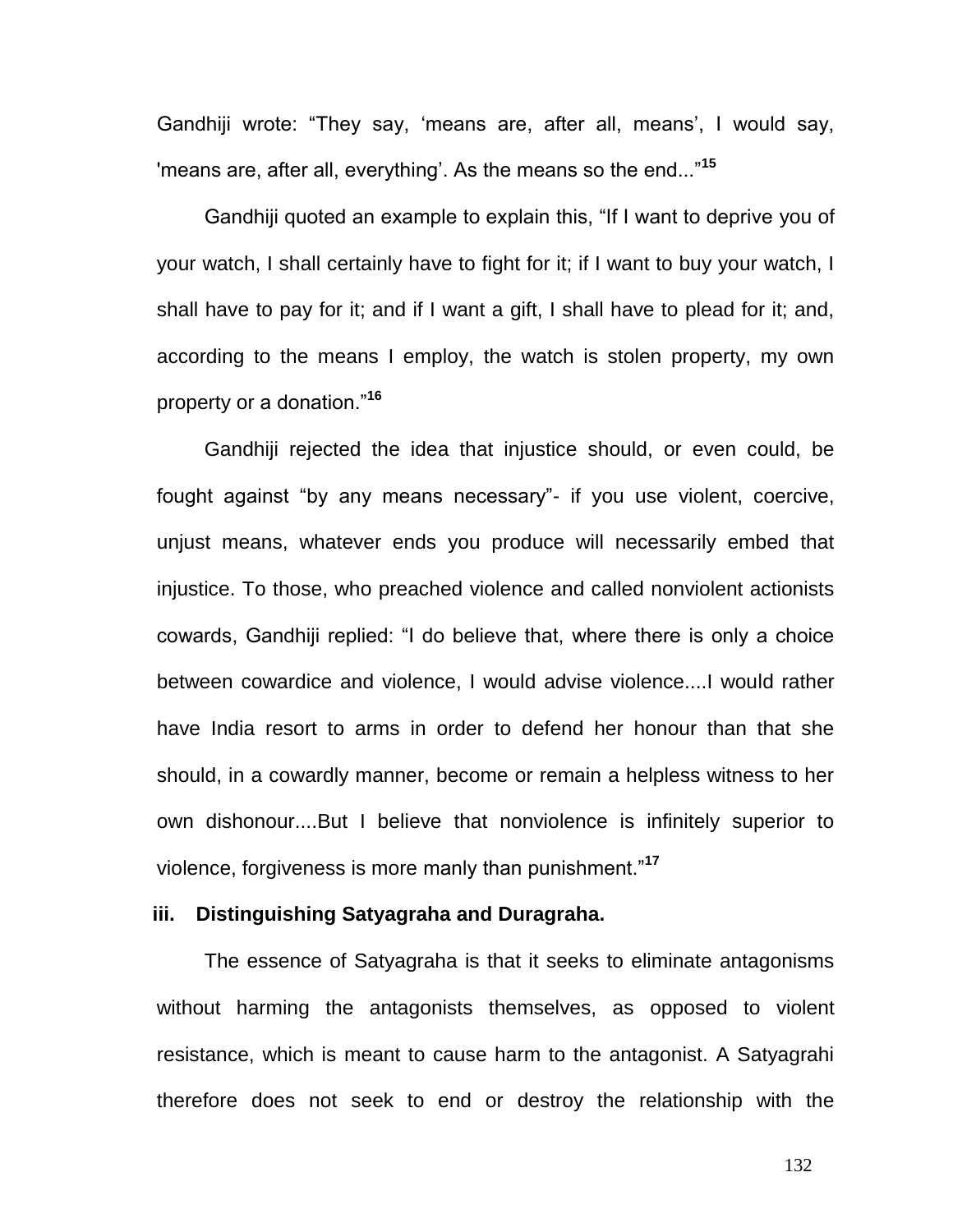Gandhiji wrote: “They say, ‘means are, after all, means’, I would say, 'means are, after all, everything’. As the means so the end...”[15]

Gandhiji quoted an example to explain this, “If I want to deprive you of your watch, I shall certainly have to fight for it; if I want to buy your watch, I shall have to pay for it; and if I want a gift, I shall have to plead for it; and, according to the means I employ, the watch is stolen property, my own property or a donation.”[16]

Gandhiji rejected the idea that injustice should, or even could, be fought against “by any means necessary”- if you use violent, coercive, unjust means, whatever ends you produce will necessarily embed that injustice. To those, who preached violence and called nonviolent actionists cowards, Gandhiji replied: “I do believe that, where there is only a choice between cowardice and violence, I would advise violence....I would rather have India resort to arms in order to defend her honour than that she should, in a cowardly manner, become or remain a helpless witness to her own dishonour....But I believe that nonviolence is infinitely superior to violence, forgiveness is more manly than punishment.”[17]

### iii. Distinguishing Satyagraha and Duragraha.

The essence of Satyagraha is that it seeks to eliminate antagonisms without harming the antagonists themselves, as opposed to violent resistance, which is meant to cause harm to the antagonist. A Satyagrahi therefore does not seek to end or destroy the relationship with the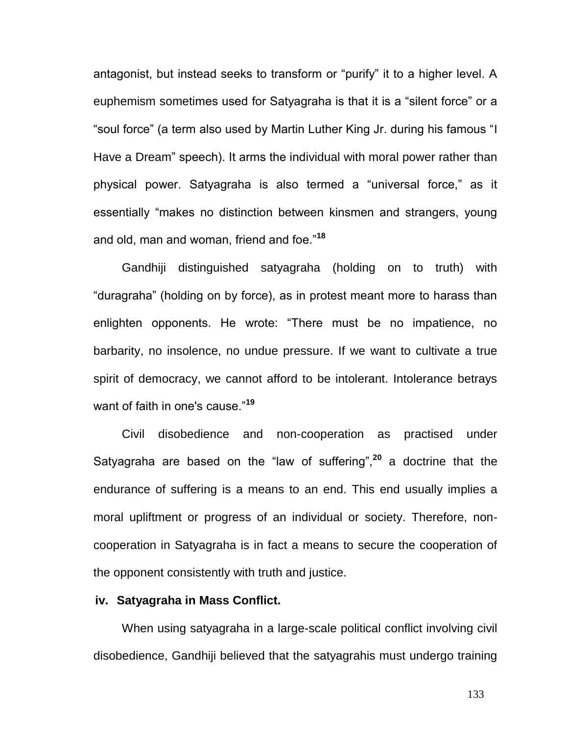antagonist, but instead seeks to transform or “purify” it to a higher level. A euphemism sometimes used for Satyagraha is that it is a “silent force” or a “soul force” (a term also used by Martin Luther King Jr. during his famous “I Have a Dream” speech). It arms the individual with moral power rather than physical power. Satyagraha is also termed a “universal force,” as it essentially “makes no distinction between kinsmen and strangers, young and old, man and woman, friend and foe.”[18]

Gandhiji distinguished satyagraha (holding on to truth) with “duragraha” (holding on by force), as in protest meant more to harass than enlighten opponents. He wrote: “There must be no impatience, no barbarity, no insolence, no undue pressure. If we want to cultivate a true spirit of democracy, we cannot afford to be intolerant. Intolerance betrays want of faith in one's cause.”[19]

Civil disobedience and non-cooperation as practised under Satyagraha are based on the “law of suffering”,[20] a doctrine that the endurance of suffering is a means to an end. This end usually implies a moral upliftment or progress of an individual or society. Therefore, non-cooperation in Satyagraha is in fact a means to secure the cooperation of the opponent consistently with truth and justice.

### iv. Satyagraha in Mass Conflict.

When using satyagraha in a large-scale political conflict involving civil disobedience, Gandhiji believed that the satyagrahis must undergo training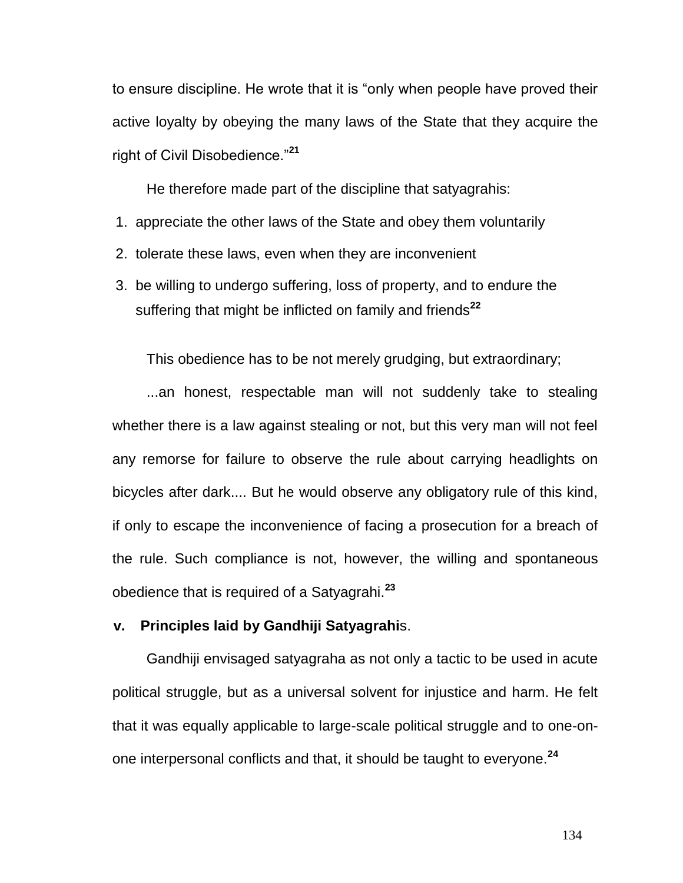to ensure discipline. He wrote that it is “only when people have proved their active loyalty by obeying the many laws of the State that they acquire the right of Civil Disobedience.”[21]

He therefore made part of the discipline that satyagrahis:

1. appreciate the other laws of the State and obey them voluntarily
2. tolerate these laws, even when they are inconvenient
3. be willing to undergo suffering, loss of property, and to endure the suffering that might be inflicted on family and friends[22]

This obedience has to be not merely grudging, but extraordinary;

...an honest, respectable man will not suddenly take to stealing whether there is a law against stealing or not, but this very man will not feel any remorse for failure to observe the rule about carrying headlights on bicycles after dark.... But he would observe any obligatory rule of this kind, if only to escape the inconvenience of facing a prosecution for a breach of the rule. Such compliance is not, however, the willing and spontaneous obedience that is required of a Satyagrahi.[23]

### v. Principles laid by Gandhiji Satyagrahis.

Gandhiji envisaged satyagraha as not only a tactic to be used in acute political struggle, but as a universal solvent for injustice and harm. He felt that it was equally applicable to large-scale political struggle and to one-on-one interpersonal conflicts and that, it should be taught to everyone.[24]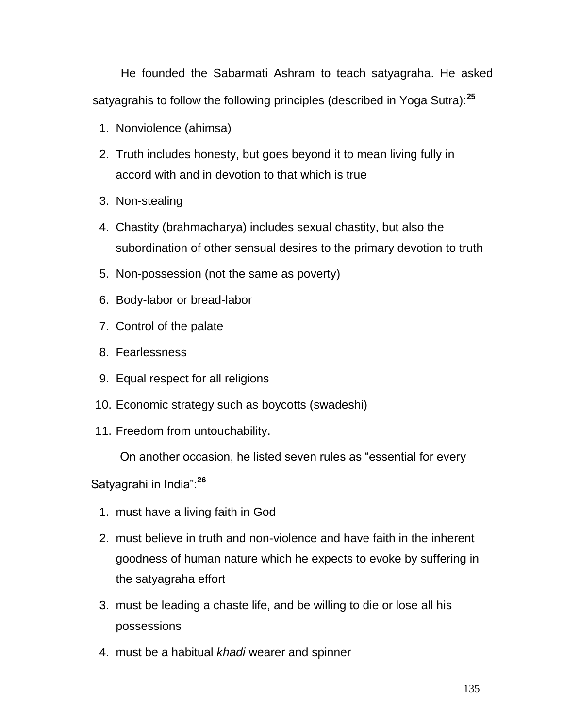He founded the Sabarmati Ashram to teach satyagraha. He asked satyagrahis to follow the following principles (described in Yoga Sutra):[25]

1. Nonviolence (ahimsa)
2. Truth includes honesty, but goes beyond it to mean living fully in accord with and in devotion to that which is true
3. Non-stealing
4. Chastity (brahmacharya) includes sexual chastity, but also the subordination of other sensual desires to the primary devotion to truth
5. Non-possession (not the same as poverty)
6. Body-labor or bread-labor
7. Control of the palate
8. Fearlessness
9. Equal respect for all religions
10. Economic strategy such as boycotts (swadeshi)
11. Freedom from untouchability.

On another occasion, he listed seven rules as "essential for every Satyagrahi in India":[26]

1. must have a living faith in God
2. must believe in truth and non-violence and have faith in the inherent goodness of human nature which he expects to evoke by suffering in the satyagraha effort
3. must be leading a chaste life, and be willing to die or lose all his possessions
4. must be a habitual *khadi* wearer and spinner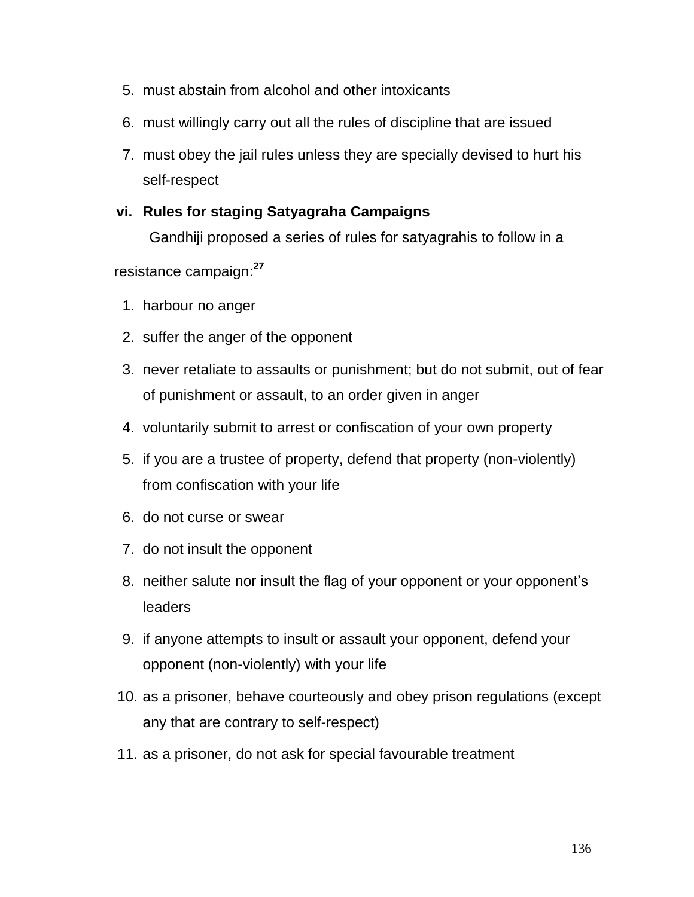5. must abstain from alcohol and other intoxicants
6. must willingly carry out all the rules of discipline that are issued
7. must obey the jail rules unless they are specially devised to hurt his self-respect

### vi. Rules for staging Satyagraha Campaigns

Gandhiji proposed a series of rules for satyagrahis to follow in a resistance campaign:[27]

1. harbour no anger
2. suffer the anger of the opponent
3. never retaliate to assaults or punishment; but do not submit, out of fear of punishment or assault, to an order given in anger
4. voluntarily submit to arrest or confiscation of your own property
5. if you are a trustee of property, defend that property (non-violently) from confiscation with your life
6. do not curse or swear
7. do not insult the opponent
8. neither salute nor insult the flag of your opponent or your opponent's leaders
9. if anyone attempts to insult or assault your opponent, defend your opponent (non-violently) with your life
10. as a prisoner, behave courteously and obey prison regulations (except any that are contrary to self-respect)
11. as a prisoner, do not ask for special favourable treatment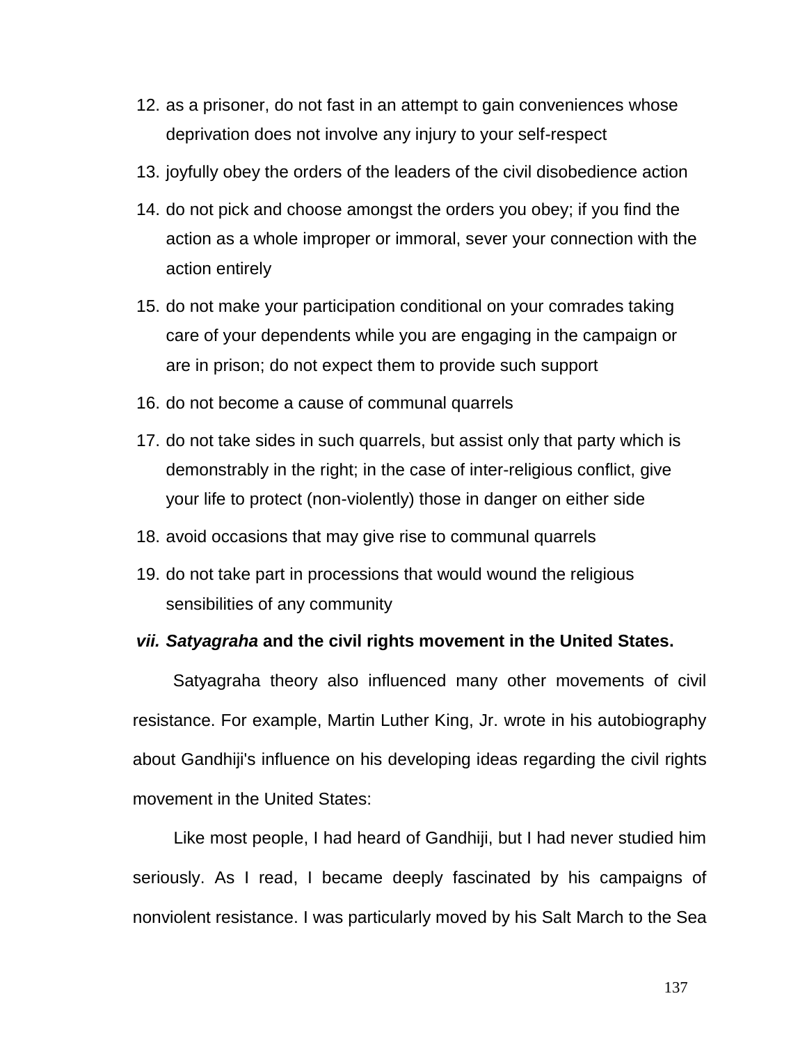12. as a prisoner, do not fast in an attempt to gain conveniences whose deprivation does not involve any injury to your self-respect
13. joyfully obey the orders of the leaders of the civil disobedience action
14. do not pick and choose amongst the orders you obey; if you find the action as a whole improper or immoral, sever your connection with the action entirely
15. do not make your participation conditional on your comrades taking care of your dependents while you are engaging in the campaign or are in prison; do not expect them to provide such support
16. do not become a cause of communal quarrels
17. do not take sides in such quarrels, but assist only that party which is demonstrably in the right; in the case of inter-religious conflict, give your life to protect (non-violently) those in danger on either side
18. avoid occasions that may give rise to communal quarrels
19. do not take part in processions that would wound the religious sensibilities of any community

### *vii. Satyagraha* and the civil rights movement in the United States.

Satyagraha theory also influenced many other movements of civil resistance. For example, Martin Luther King, Jr. wrote in his autobiography about Gandhiji's influence on his developing ideas regarding the civil rights movement in the United States:

Like most people, I had heard of Gandhiji, but I had never studied him seriously. As I read, I became deeply fascinated by his campaigns of nonviolent resistance. I was particularly moved by his Salt March to the Sea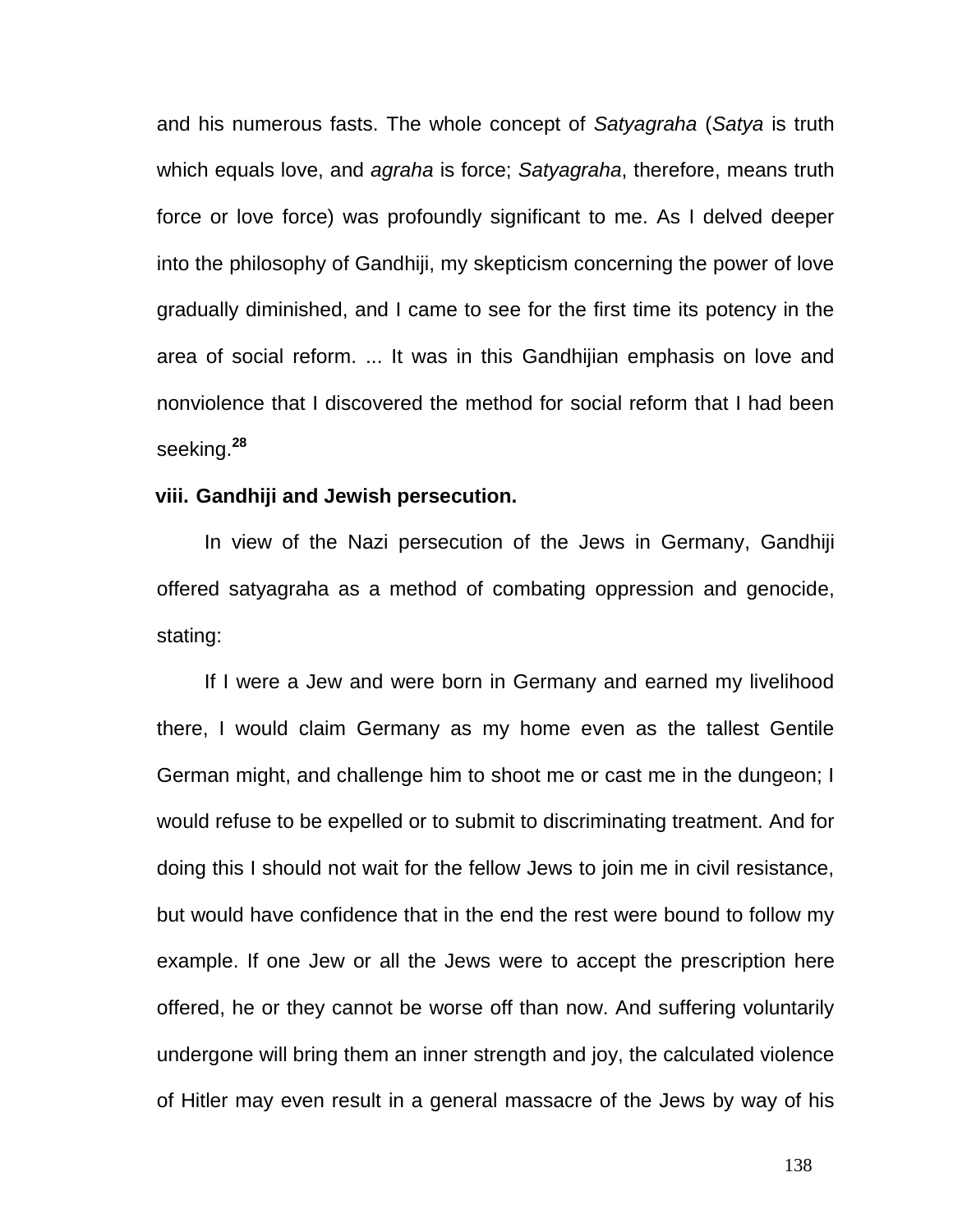and his numerous fasts. The whole concept of *Satyagraha* (*Satya* is truth which equals love, and *agraha* is force; *Satyagraha*, therefore, means truth force or love force) was profoundly significant to me. As I delved deeper into the philosophy of Gandhiji, my skepticism concerning the power of love gradually diminished, and I came to see for the first time its potency in the area of social reform. ... It was in this Gandhijian emphasis on love and nonviolence that I discovered the method for social reform that I had been seeking.[28]

**viii. Gandhiji and Jewish persecution.**

In view of the Nazi persecution of the Jews in Germany, Gandhiji offered satyagraha as a method of combating oppression and genocide, stating:

If I were a Jew and were born in Germany and earned my livelihood there, I would claim Germany as my home even as the tallest Gentile German might, and challenge him to shoot me or cast me in the dungeon; I would refuse to be expelled or to submit to discriminating treatment. And for doing this I should not wait for the fellow Jews to join me in civil resistance, but would have confidence that in the end the rest were bound to follow my example. If one Jew or all the Jews were to accept the prescription here offered, he or they cannot be worse off than now. And suffering voluntarily undergone will bring them an inner strength and joy, the calculated violence of Hitler may even result in a general massacre of the Jews by way of his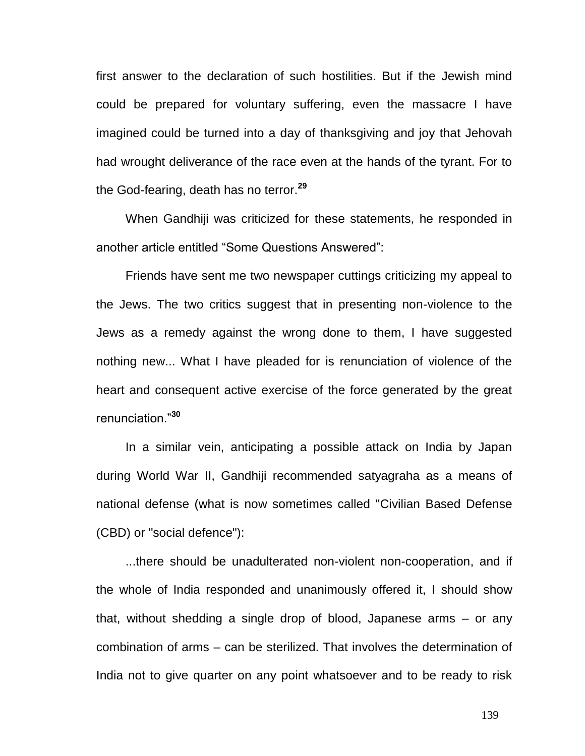first answer to the declaration of such hostilities. But if the Jewish mind could be prepared for voluntary suffering, even the massacre I have imagined could be turned into a day of thanksgiving and joy that Jehovah had wrought deliverance of the race even at the hands of the tyrant. For to the God-fearing, death has no terror.[29]

When Gandhiji was criticized for these statements, he responded in another article entitled "Some Questions Answered":

Friends have sent me two newspaper cuttings criticizing my appeal to the Jews. The two critics suggest that in presenting non-violence to the Jews as a remedy against the wrong done to them, I have suggested nothing new... What I have pleaded for is renunciation of violence of the heart and consequent active exercise of the force generated by the great renunciation."[30]

In a similar vein, anticipating a possible attack on India by Japan during World War II, Gandhiji recommended satyagraha as a means of national defense (what is now sometimes called "Civilian Based Defense (CBD) or "social defence"):

...there should be unadulterated non-violent non-cooperation, and if the whole of India responded and unanimously offered it, I should show that, without shedding a single drop of blood, Japanese arms – or any combination of arms – can be sterilized. That involves the determination of India not to give quarter on any point whatsoever and to be ready to risk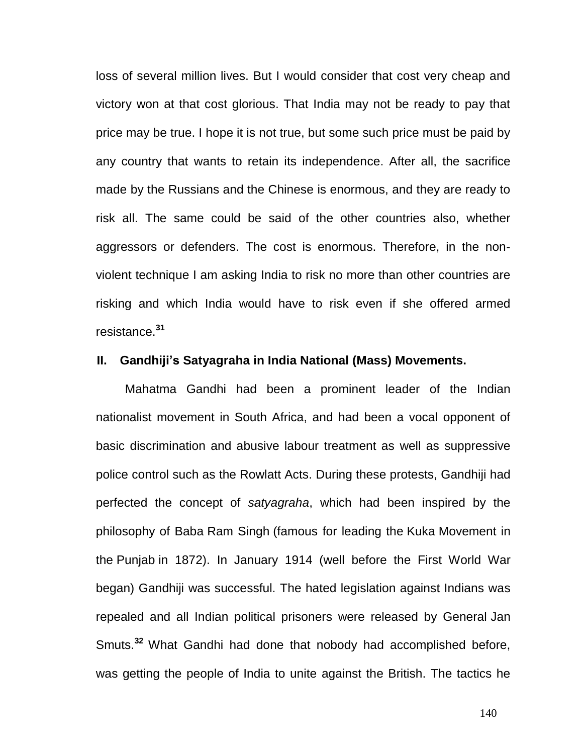loss of several million lives. But I would consider that cost very cheap and victory won at that cost glorious. That India may not be ready to pay that price may be true. I hope it is not true, but some such price must be paid by any country that wants to retain its independence. After all, the sacrifice made by the Russians and the Chinese is enormous, and they are ready to risk all. The same could be said of the other countries also, whether aggressors or defenders. The cost is enormous. Therefore, in the non-violent technique I am asking India to risk no more than other countries are risking and which India would have to risk even if she offered armed resistance.[31]

## II. Gandhiji's Satyagraha in India National (Mass) Movements.

Mahatma Gandhi had been a prominent leader of the Indian nationalist movement in South Africa, and had been a vocal opponent of basic discrimination and abusive labour treatment as well as suppressive police control such as the Rowlatt Acts. During these protests, Gandhiji had perfected the concept of *satyagraha*, which had been inspired by the philosophy of Baba Ram Singh (famous for leading the Kuka Movement in the Punjab in 1872). In January 1914 (well before the First World War began) Gandhiji was successful. The hated legislation against Indians was repealed and all Indian political prisoners were released by General Jan Smuts.[32] What Gandhi had done that nobody had accomplished before, was getting the people of India to unite against the British. The tactics he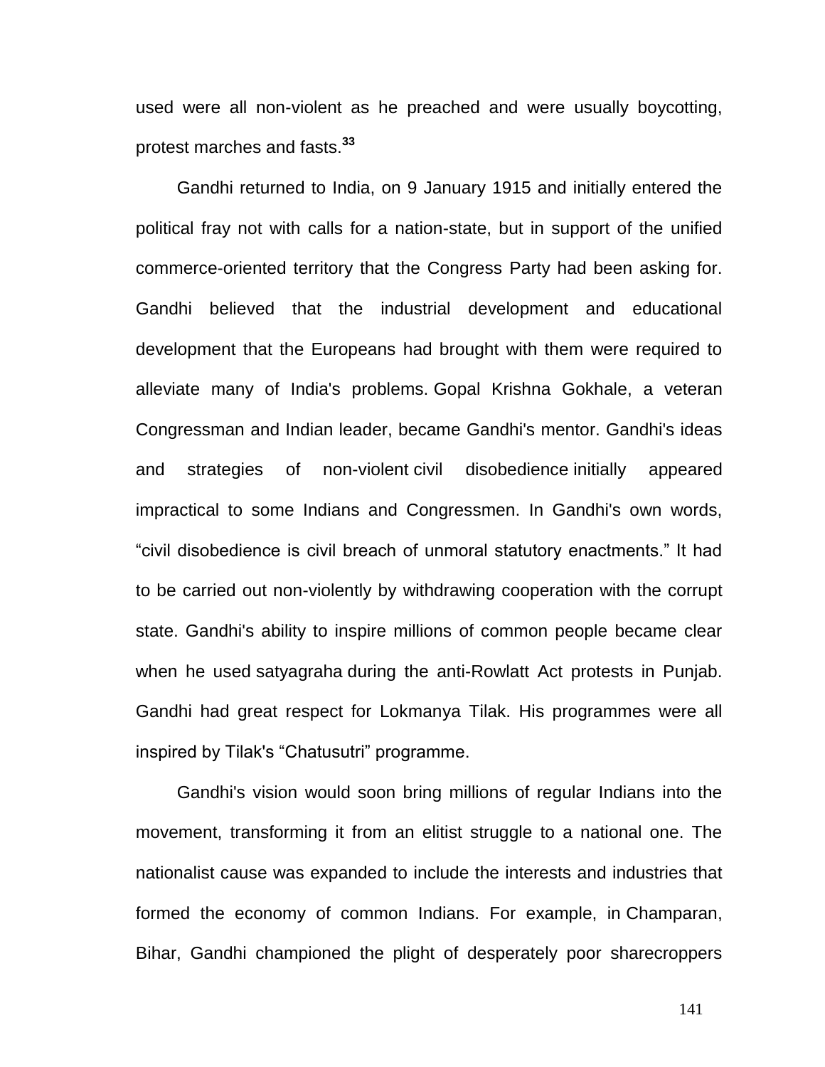used were all non-violent as he preached and were usually boycotting, protest marches and fasts.[33]

Gandhi returned to India, on 9 January 1915 and initially entered the political fray not with calls for a nation-state, but in support of the unified commerce-oriented territory that the Congress Party had been asking for. Gandhi believed that the industrial development and educational development that the Europeans had brought with them were required to alleviate many of India's problems. Gopal Krishna Gokhale, a veteran Congressman and Indian leader, became Gandhi's mentor. Gandhi's ideas and strategies of non-violent civil disobedience initially appeared impractical to some Indians and Congressmen. In Gandhi's own words, “civil disobedience is civil breach of unmoral statutory enactments.” It had to be carried out non-violently by withdrawing cooperation with the corrupt state. Gandhi's ability to inspire millions of common people became clear when he used satyagraha during the anti-Rowlatt Act protests in Punjab. Gandhi had great respect for Lokmanya Tilak. His programmes were all inspired by Tilak's “Chatusutri” programme.

Gandhi's vision would soon bring millions of regular Indians into the movement, transforming it from an elitist struggle to a national one. The nationalist cause was expanded to include the interests and industries that formed the economy of common Indians. For example, in Champaran, Bihar, Gandhi championed the plight of desperately poor sharecroppers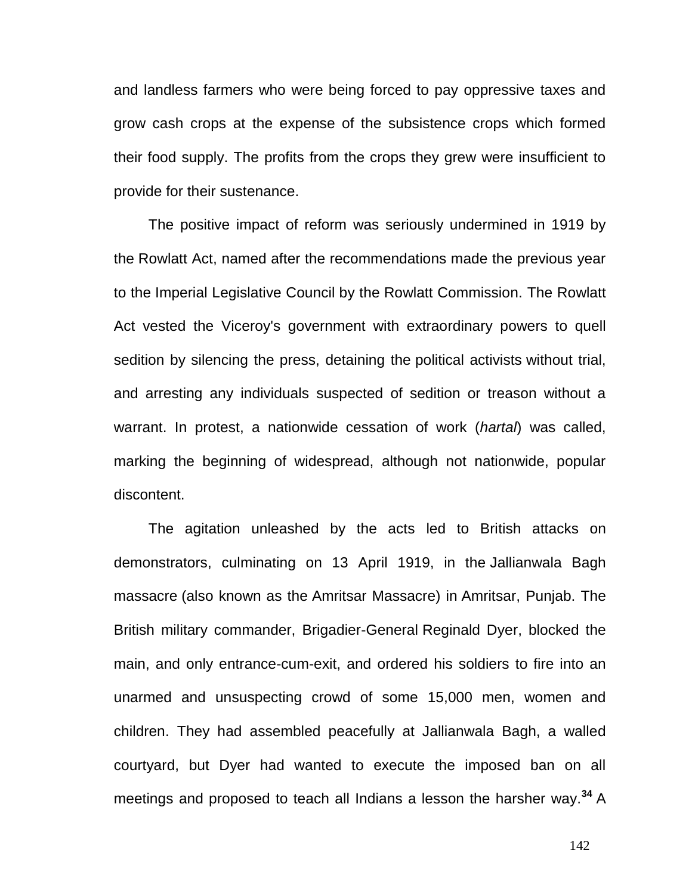and landless farmers who were being forced to pay oppressive taxes and grow cash crops at the expense of the subsistence crops which formed their food supply. The profits from the crops they grew were insufficient to provide for their sustenance.

The positive impact of reform was seriously undermined in 1919 by the Rowlatt Act, named after the recommendations made the previous year to the Imperial Legislative Council by the Rowlatt Commission. The Rowlatt Act vested the Viceroy's government with extraordinary powers to quell sedition by silencing the press, detaining the political activists without trial, and arresting any individuals suspected of sedition or treason without a warrant. In protest, a nationwide cessation of work (*hartal*) was called, marking the beginning of widespread, although not nationwide, popular discontent.

The agitation unleashed by the acts led to British attacks on demonstrators, culminating on 13 April 1919, in the Jallianwala Bagh massacre (also known as the Amritsar Massacre) in Amritsar, Punjab. The British military commander, Brigadier-General Reginald Dyer, blocked the main, and only entrance-cum-exit, and ordered his soldiers to fire into an unarmed and unsuspecting crowd of some 15,000 men, women and children. They had assembled peacefully at Jallianwala Bagh, a walled courtyard, but Dyer had wanted to execute the imposed ban on all meetings and proposed to teach all Indians a lesson the harsher way.[34] A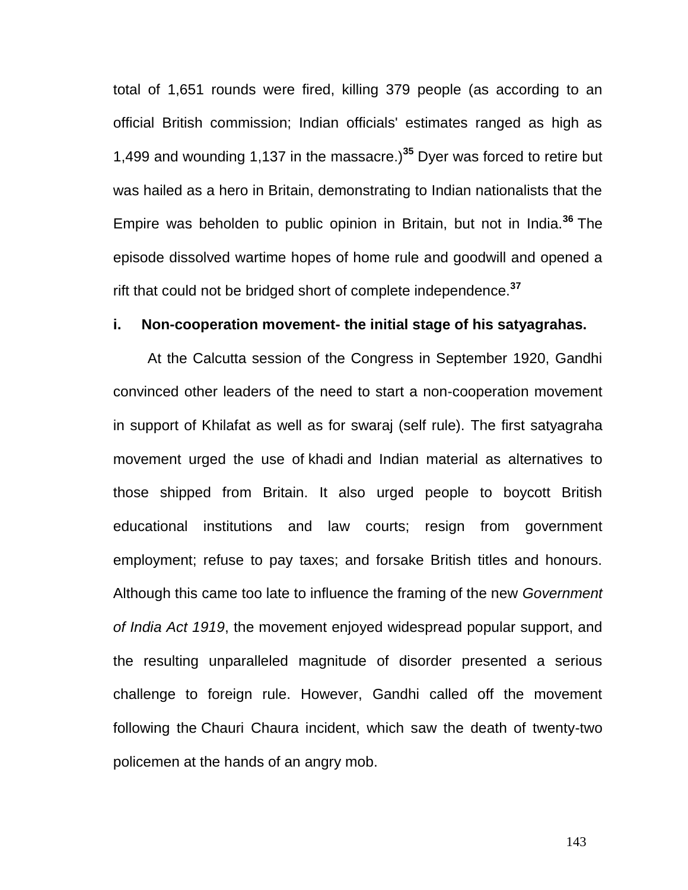total of 1,651 rounds were fired, killing 379 people (as according to an official British commission; Indian officials' estimates ranged as high as 1,499 and wounding 1,137 in the massacre.)[35] Dyer was forced to retire but was hailed as a hero in Britain, demonstrating to Indian nationalists that the Empire was beholden to public opinion in Britain, but not in India.[36] The episode dissolved wartime hopes of home rule and goodwill and opened a rift that could not be bridged short of complete independence.[37]

**i. Non-cooperation movement- the initial stage of his satyagrahas.**

At the Calcutta session of the Congress in September 1920, Gandhi convinced other leaders of the need to start a non-cooperation movement in support of Khilafat as well as for swaraj (self rule). The first satyagraha movement urged the use of khadi and Indian material as alternatives to those shipped from Britain. It also urged people to boycott British educational institutions and law courts; resign from government employment; refuse to pay taxes; and forsake British titles and honours. Although this came too late to influence the framing of the new *Government of India Act 1919*, the movement enjoyed widespread popular support, and the resulting unparalleled magnitude of disorder presented a serious challenge to foreign rule. However, Gandhi called off the movement following the Chauri Chaura incident, which saw the death of twenty-two policemen at the hands of an angry mob.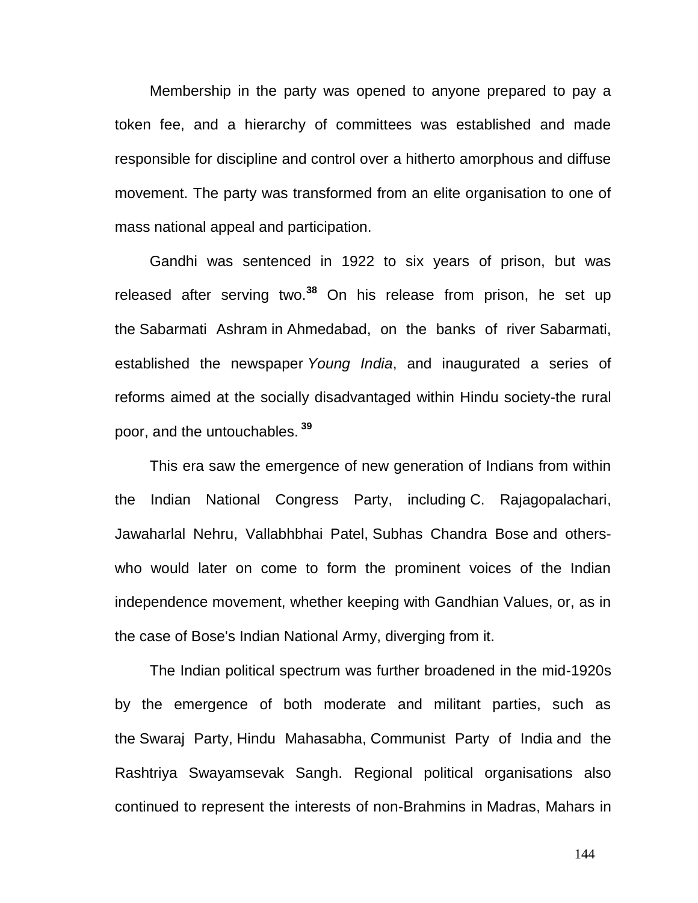Membership in the party was opened to anyone prepared to pay a token fee, and a hierarchy of committees was established and made responsible for discipline and control over a hitherto amorphous and diffuse movement. The party was transformed from an elite organisation to one of mass national appeal and participation.

Gandhi was sentenced in 1922 to six years of prison, but was released after serving two.[38] On his release from prison, he set up the Sabarmati Ashram in Ahmedabad, on the banks of river Sabarmati, established the newspaper *Young India*, and inaugurated a series of reforms aimed at the socially disadvantaged within Hindu society-the rural poor, and the untouchables.[39]

This era saw the emergence of new generation of Indians from within the Indian National Congress Party, including C. Rajagopalachari, Jawaharlal Nehru, Vallabhbhai Patel, Subhas Chandra Bose and others-who would later on come to form the prominent voices of the Indian independence movement, whether keeping with Gandhian Values, or, as in the case of Bose's Indian National Army, diverging from it.

The Indian political spectrum was further broadened in the mid-1920s by the emergence of both moderate and militant parties, such as the Swaraj Party, Hindu Mahasabha, Communist Party of India and the Rashtriya Swayamsevak Sangh. Regional political organisations also continued to represent the interests of non-Brahmins in Madras, Mahars in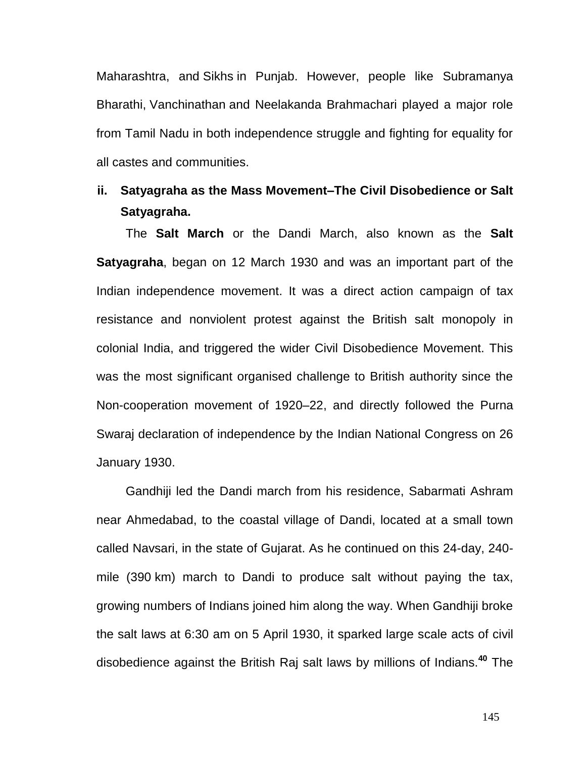Maharashtra, and Sikhs in Punjab. However, people like Subramanya Bharathi, Vanchinathan and Neelakanda Brahmachari played a major role from Tamil Nadu in both independence struggle and fighting for equality for all castes and communities.

### ii. Satyagraha as the Mass Movement–The Civil Disobedience or Salt Satyagraha.

The **Salt March** or the Dandi March, also known as the **Salt Satyagraha**, began on 12 March 1930 and was an important part of the Indian independence movement. It was a direct action campaign of tax resistance and nonviolent protest against the British salt monopoly in colonial India, and triggered the wider Civil Disobedience Movement. This was the most significant organised challenge to British authority since the Non-cooperation movement of 1920–22, and directly followed the Purna Swaraj declaration of independence by the Indian National Congress on 26 January 1930.

Gandhiji led the Dandi march from his residence, Sabarmati Ashram near Ahmedabad, to the coastal village of Dandi, located at a small town called Navsari, in the state of Gujarat. As he continued on this 24-day, 240-mile (390 km) march to Dandi to produce salt without paying the tax, growing numbers of Indians joined him along the way. When Gandhiji broke the salt laws at 6:30 am on 5 April 1930, it sparked large scale acts of civil disobedience against the British Raj salt laws by millions of Indians.[40] The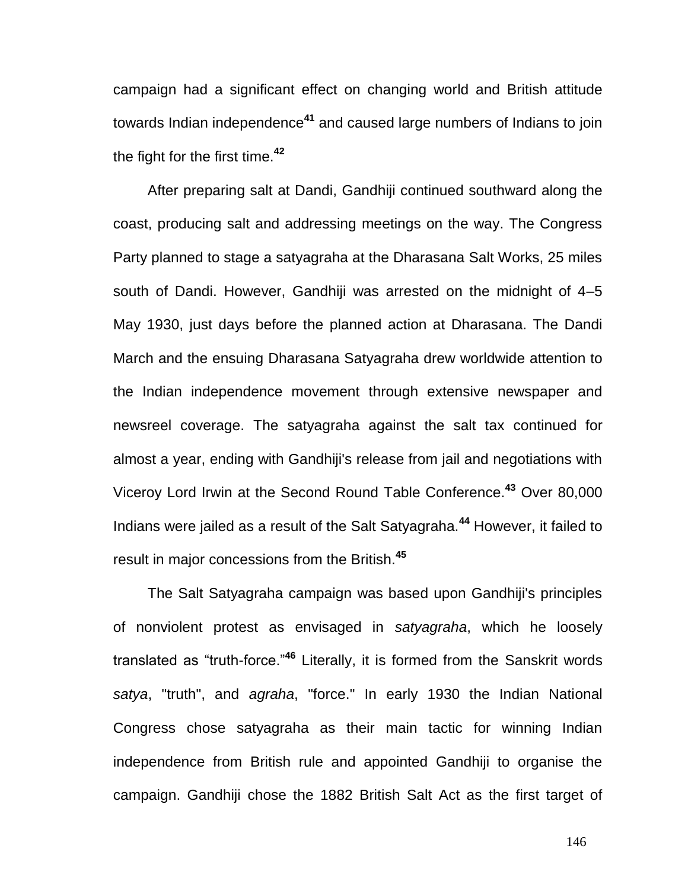campaign had a significant effect on changing world and British attitude towards Indian independence[41] and caused large numbers of Indians to join the fight for the first time.[42]

After preparing salt at Dandi, Gandhiji continued southward along the coast, producing salt and addressing meetings on the way. The Congress Party planned to stage a satyagraha at the Dharasana Salt Works, 25 miles south of Dandi. However, Gandhiji was arrested on the midnight of 4–5 May 1930, just days before the planned action at Dharasana. The Dandi March and the ensuing Dharasana Satyagraha drew worldwide attention to the Indian independence movement through extensive newspaper and newsreel coverage. The satyagraha against the salt tax continued for almost a year, ending with Gandhiji's release from jail and negotiations with Viceroy Lord Irwin at the Second Round Table Conference.[43] Over 80,000 Indians were jailed as a result of the Salt Satyagraha.[44] However, it failed to result in major concessions from the British.[45]

The Salt Satyagraha campaign was based upon Gandhiji's principles of nonviolent protest as envisaged in *satyagraha*, which he loosely translated as "truth-force."[46] Literally, it is formed from the Sanskrit words *satya*, "truth", and *agraha*, "force." In early 1930 the Indian National Congress chose satyagraha as their main tactic for winning Indian independence from British rule and appointed Gandhiji to organise the campaign. Gandhiji chose the 1882 British Salt Act as the first target of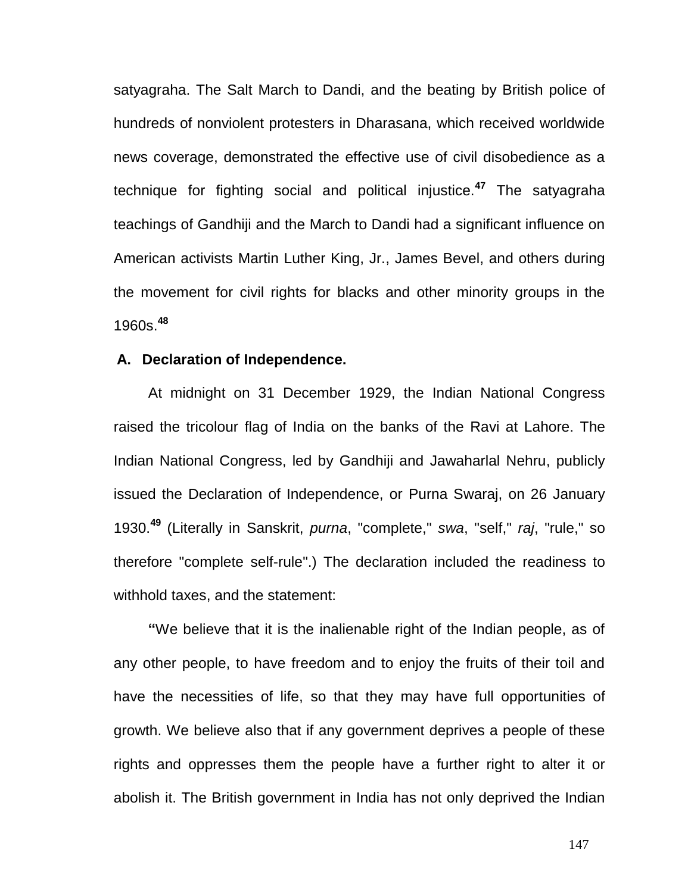satyagraha. The Salt March to Dandi, and the beating by British police of hundreds of nonviolent protesters in Dharasana, which received worldwide news coverage, demonstrated the effective use of civil disobedience as a technique for fighting social and political injustice.[47] The satyagraha teachings of Gandhiji and the March to Dandi had a significant influence on American activists Martin Luther King, Jr., James Bevel, and others during the movement for civil rights for blacks and other minority groups in the 1960s.[48]

### A. Declaration of Independence.

At midnight on 31 December 1929, the Indian National Congress raised the tricolour flag of India on the banks of the Ravi at Lahore. The Indian National Congress, led by Gandhiji and Jawaharlal Nehru, publicly issued the Declaration of Independence, or Purna Swaraj, on 26 January 1930.[49] (Literally in Sanskrit, *purna*, "complete," *swa*, "self," *raj*, "rule," so therefore "complete self-rule".) The declaration included the readiness to withhold taxes, and the statement:

**"**We believe that it is the inalienable right of the Indian people, as of any other people, to have freedom and to enjoy the fruits of their toil and have the necessities of life, so that they may have full opportunities of growth. We believe also that if any government deprives a people of these rights and oppresses them the people have a further right to alter it or abolish it. The British government in India has not only deprived the Indian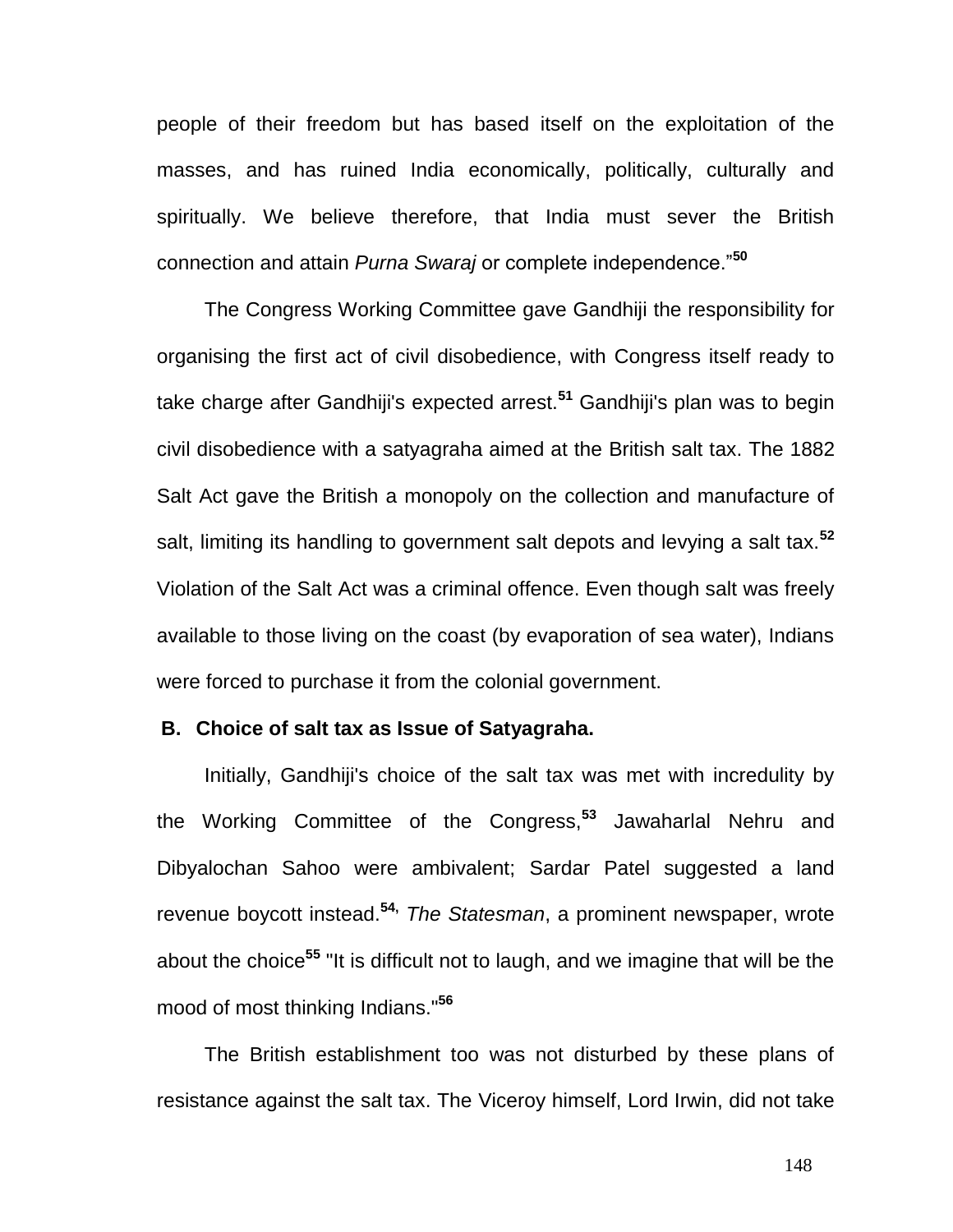people of their freedom but has based itself on the exploitation of the masses, and has ruined India economically, politically, culturally and spiritually. We believe therefore, that India must sever the British connection and attain *Purna Swaraj* or complete independence."[50]

The Congress Working Committee gave Gandhiji the responsibility for organising the first act of civil disobedience, with Congress itself ready to take charge after Gandhiji's expected arrest.[51] Gandhiji's plan was to begin civil disobedience with a satyagraha aimed at the British salt tax. The 1882 Salt Act gave the British a monopoly on the collection and manufacture of salt, limiting its handling to government salt depots and levying a salt tax.[52] Violation of the Salt Act was a criminal offence. Even though salt was freely available to those living on the coast (by evaporation of sea water), Indians were forced to purchase it from the colonial government.

**B. Choice of salt tax as Issue of Satyagraha.**

Initially, Gandhiji's choice of the salt tax was met with incredulity by the Working Committee of the Congress,[53] Jawaharlal Nehru and Dibyalochan Sahoo were ambivalent; Sardar Patel suggested a land revenue boycott instead.[54], *The Statesman*, a prominent newspaper, wrote about the choice[55] "It is difficult not to laugh, and we imagine that will be the mood of most thinking Indians."[56]

The British establishment too was not disturbed by these plans of resistance against the salt tax. The Viceroy himself, Lord Irwin, did not take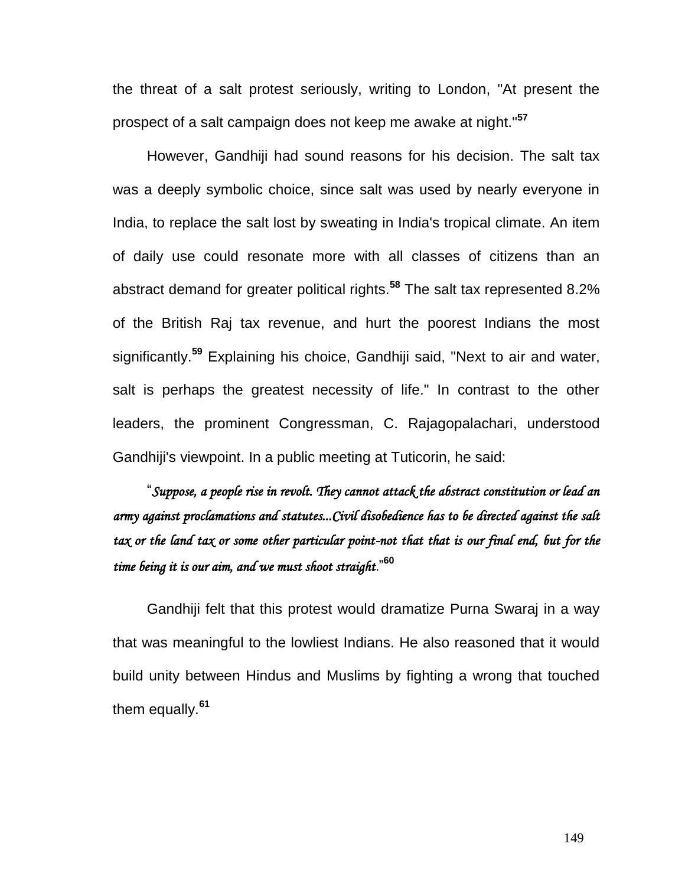the threat of a salt protest seriously, writing to London, "At present the prospect of a salt campaign does not keep me awake at night."[57]

However, Gandhiji had sound reasons for his decision. The salt tax was a deeply symbolic choice, since salt was used by nearly everyone in India, to replace the salt lost by sweating in India's tropical climate. An item of daily use could resonate more with all classes of citizens than an abstract demand for greater political rights.[58] The salt tax represented 8.2% of the British Raj tax revenue, and hurt the poorest Indians the most significantly.[59] Explaining his choice, Gandhiji said, "Next to air and water, salt is perhaps the greatest necessity of life." In contrast to the other leaders, the prominent Congressman, C. Rajagopalachari, understood Gandhiji's viewpoint. In a public meeting at Tuticorin, he said:

"*Suppose, a people rise in revolt. They cannot attack the abstract constitution or lead an army against proclamations and statutes...Civil disobedience has to be directed against the salt tax or the land tax or some other particular point-not that that is our final end, but for the time being it is our aim, and we must shoot straight*."[60]

Gandhiji felt that this protest would dramatize Purna Swaraj in a way that was meaningful to the lowliest Indians. He also reasoned that it would build unity between Hindus and Muslims by fighting a wrong that touched them equally.[61]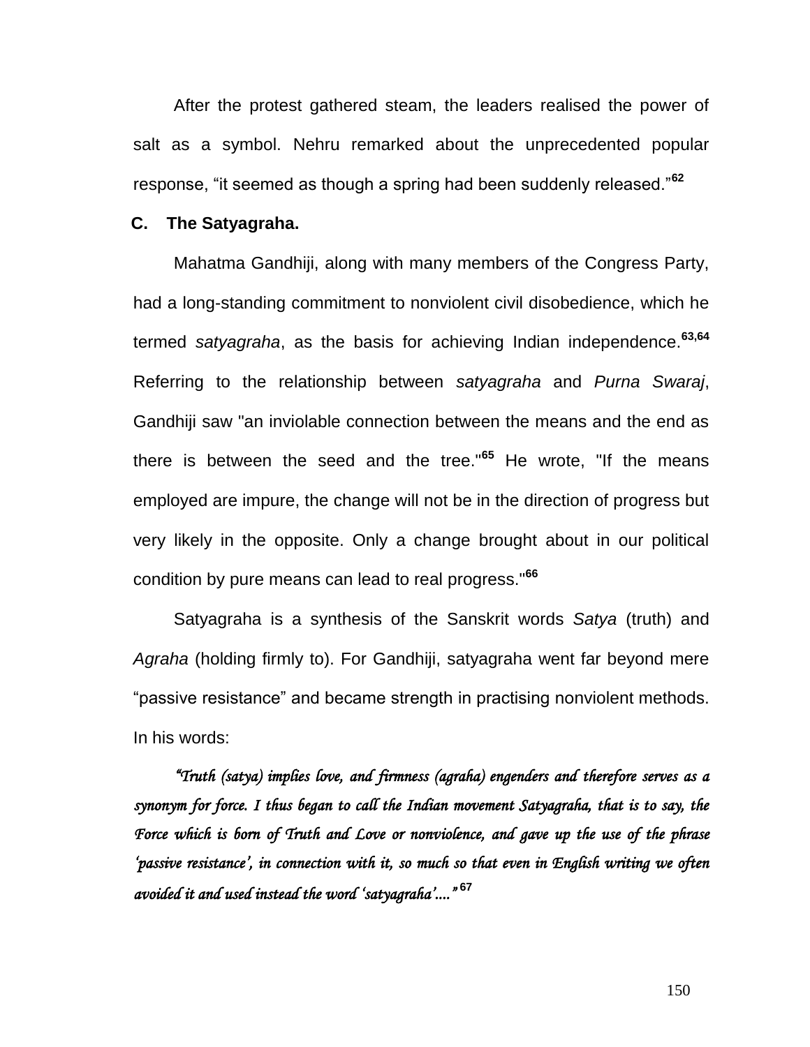After the protest gathered steam, the leaders realised the power of salt as a symbol. Nehru remarked about the unprecedented popular response, “it seemed as though a spring had been suddenly released.”[62]

### C. The Satyagraha.

Mahatma Gandhiji, along with many members of the Congress Party, had a long-standing commitment to nonviolent civil disobedience, which he termed *satyagraha*, as the basis for achieving Indian independence.[63,64] Referring to the relationship between *satyagraha* and *Purna Swaraj*, Gandhiji saw "an inviolable connection between the means and the end as there is between the seed and the tree."[65] He wrote, "If the means employed are impure, the change will not be in the direction of progress but very likely in the opposite. Only a change brought about in our political condition by pure means can lead to real progress."[66]

Satyagraha is a synthesis of the Sanskrit words *Satya* (truth) and *Agraha* (holding firmly to). For Gandhiji, satyagraha went far beyond mere “passive resistance” and became strength in practising nonviolent methods. In his words:

> *“Truth (satya) implies love, and firmness (agraha) engenders and therefore serves as a synonym for force. I thus began to call the Indian movement Satyagraha, that is to say, the Force which is born of Truth and Love or nonviolence, and gave up the use of the phrase ‘passive resistance’, in connection with it, so much so that even in English writing we often avoided it and used instead the word ‘satyagraha’....”* [67]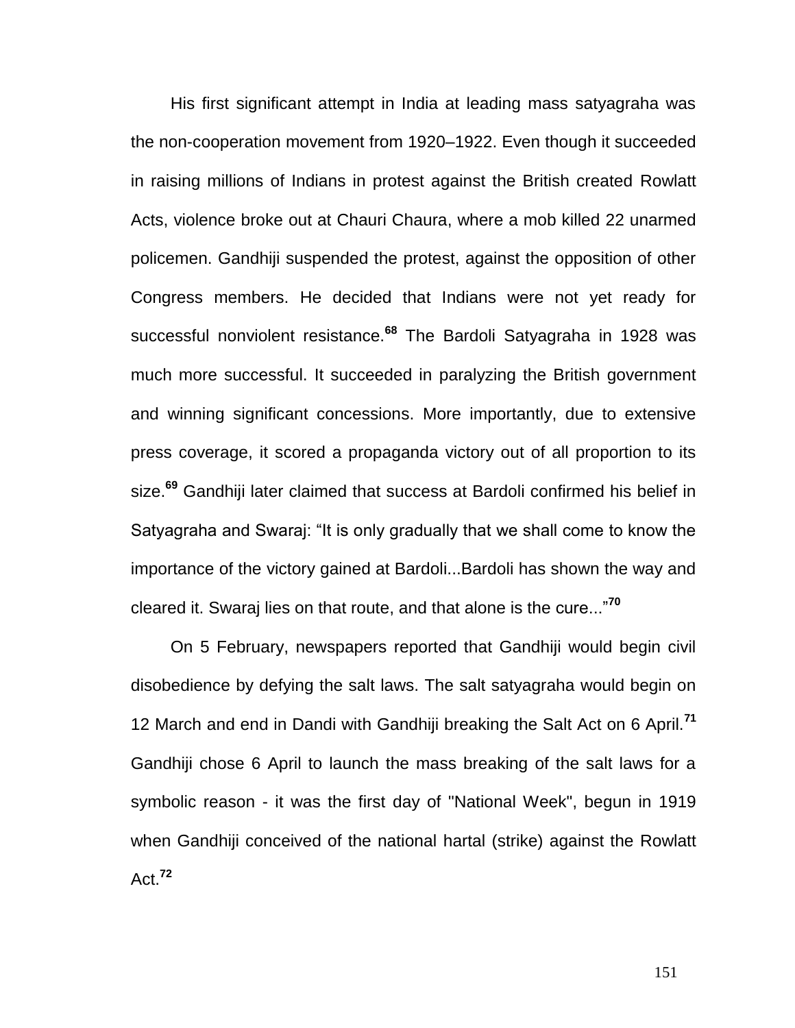His first significant attempt in India at leading mass satyagraha was the non-cooperation movement from 1920–1922. Even though it succeeded in raising millions of Indians in protest against the British created Rowlatt Acts, violence broke out at Chauri Chaura, where a mob killed 22 unarmed policemen. Gandhiji suspended the protest, against the opposition of other Congress members. He decided that Indians were not yet ready for successful nonviolent resistance.[68] The Bardoli Satyagraha in 1928 was much more successful. It succeeded in paralyzing the British government and winning significant concessions. More importantly, due to extensive press coverage, it scored a propaganda victory out of all proportion to its size.[69] Gandhiji later claimed that success at Bardoli confirmed his belief in Satyagraha and Swaraj: “It is only gradually that we shall come to know the importance of the victory gained at Bardoli...Bardoli has shown the way and cleared it. Swaraj lies on that route, and that alone is the cure...”[70]

On 5 February, newspapers reported that Gandhiji would begin civil disobedience by defying the salt laws. The salt satyagraha would begin on 12 March and end in Dandi with Gandhiji breaking the Salt Act on 6 April.[71] Gandhiji chose 6 April to launch the mass breaking of the salt laws for a symbolic reason - it was the first day of "National Week", begun in 1919 when Gandhiji conceived of the national hartal (strike) against the Rowlatt Act.[72]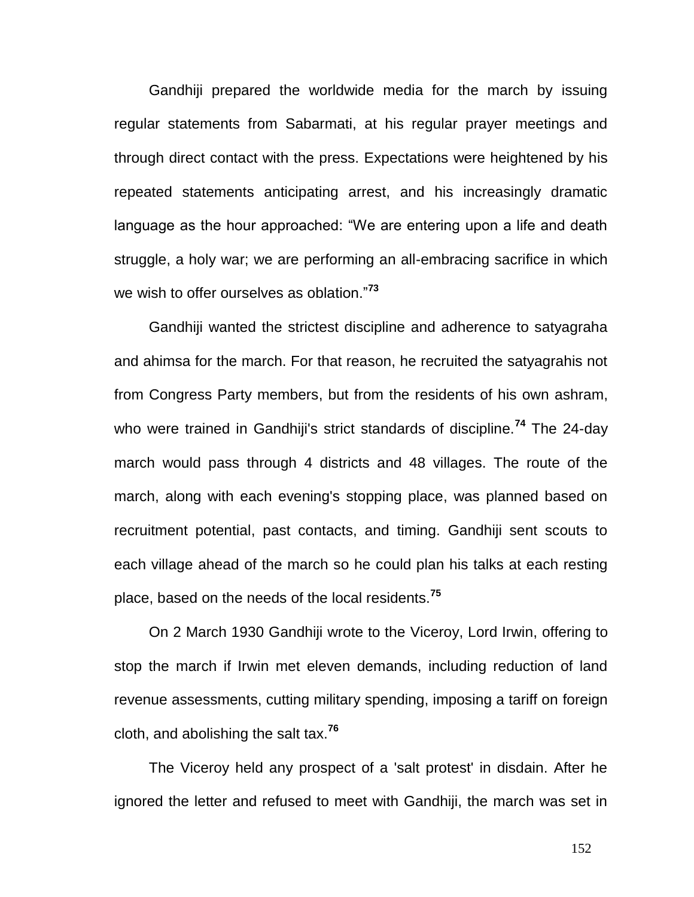Gandhiji prepared the worldwide media for the march by issuing regular statements from Sabarmati, at his regular prayer meetings and through direct contact with the press. Expectations were heightened by his repeated statements anticipating arrest, and his increasingly dramatic language as the hour approached: "We are entering upon a life and death struggle, a holy war; we are performing an all-embracing sacrifice in which we wish to offer ourselves as oblation."[73]

Gandhiji wanted the strictest discipline and adherence to satyagraha and ahimsa for the march. For that reason, he recruited the satyagrahis not from Congress Party members, but from the residents of his own ashram, who were trained in Gandhiji's strict standards of discipline.[74] The 24-day march would pass through 4 districts and 48 villages. The route of the march, along with each evening's stopping place, was planned based on recruitment potential, past contacts, and timing. Gandhiji sent scouts to each village ahead of the march so he could plan his talks at each resting place, based on the needs of the local residents.[75]

On 2 March 1930 Gandhiji wrote to the Viceroy, Lord Irwin, offering to stop the march if Irwin met eleven demands, including reduction of land revenue assessments, cutting military spending, imposing a tariff on foreign cloth, and abolishing the salt tax.[76]

The Viceroy held any prospect of a 'salt protest' in disdain. After he ignored the letter and refused to meet with Gandhiji, the march was set in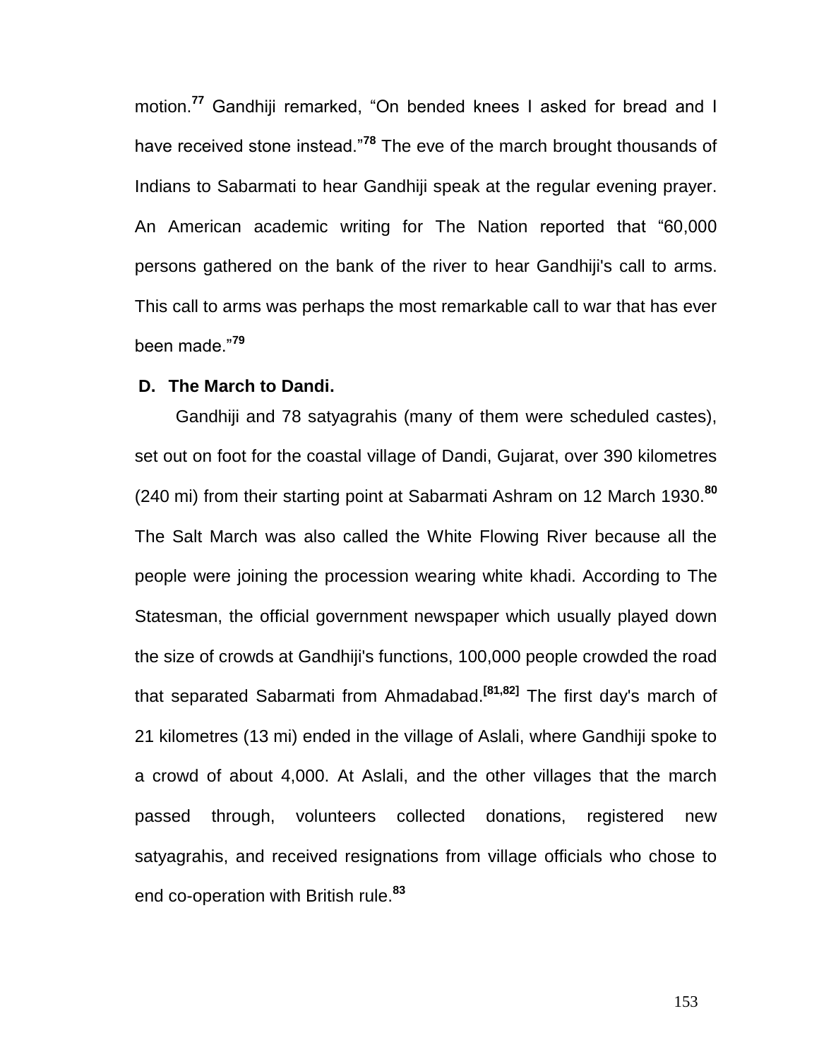motion.[77] Gandhiji remarked, “On bended knees I asked for bread and I have received stone instead.”[78] The eve of the march brought thousands of Indians to Sabarmati to hear Gandhiji speak at the regular evening prayer. An American academic writing for The Nation reported that “60,000 persons gathered on the bank of the river to hear Gandhiji's call to arms. This call to arms was perhaps the most remarkable call to war that has ever been made.”[79]

### D. The March to Dandi.

Gandhiji and 78 satyagrahis (many of them were scheduled castes), set out on foot for the coastal village of Dandi, Gujarat, over 390 kilometres (240 mi) from their starting point at Sabarmati Ashram on 12 March 1930.[80] The Salt March was also called the White Flowing River because all the people were joining the procession wearing white khadi. According to The Statesman, the official government newspaper which usually played down the size of crowds at Gandhiji's functions, 100,000 people crowded the road that separated Sabarmati from Ahmadabad.[81,82] The first day's march of 21 kilometres (13 mi) ended in the village of Aslali, where Gandhiji spoke to a crowd of about 4,000. At Aslali, and the other villages that the march passed through, volunteers collected donations, registered new satyagrahis, and received resignations from village officials who chose to end co-operation with British rule.[83]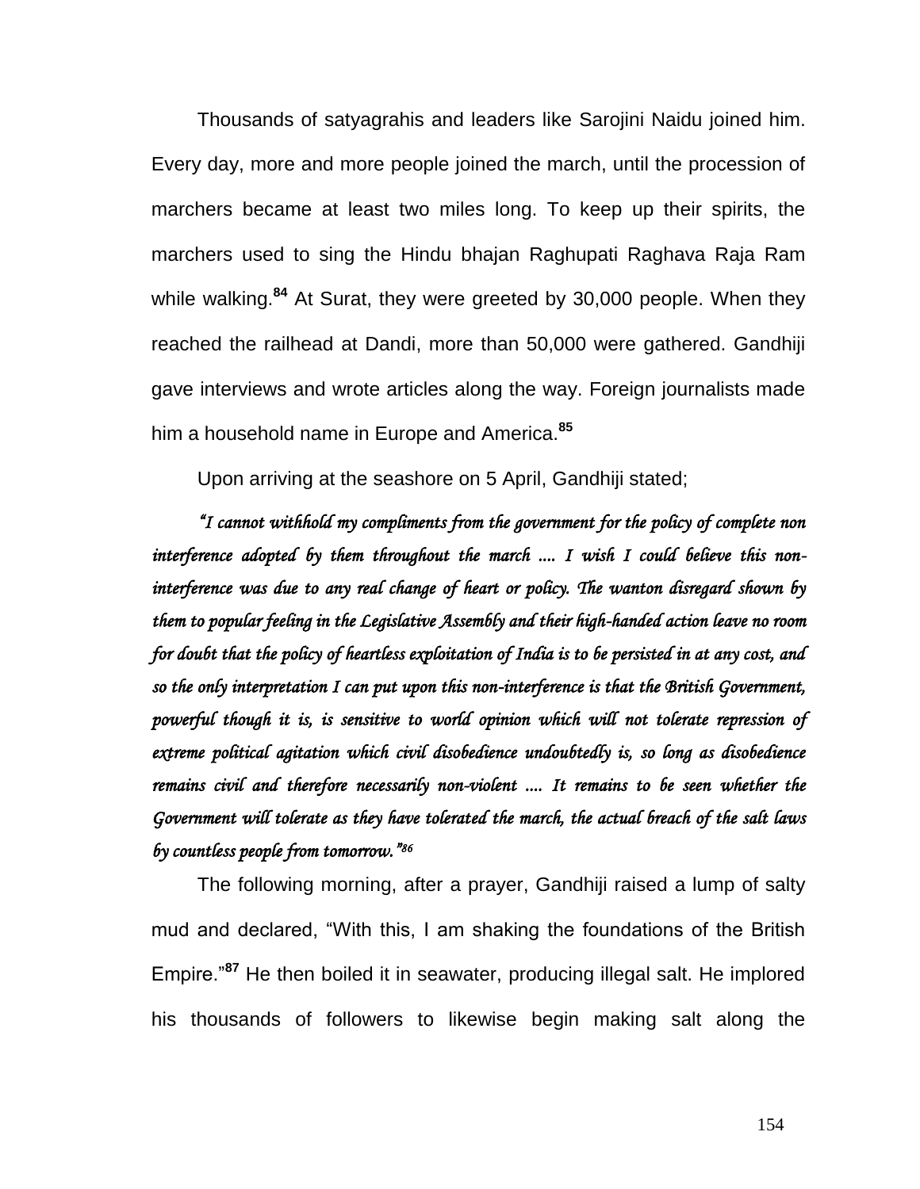Thousands of satyagrahis and leaders like Sarojini Naidu joined him. Every day, more and more people joined the march, until the procession of marchers became at least two miles long. To keep up their spirits, the marchers used to sing the Hindu bhajan Raghupati Raghava Raja Ram while walking.[84] At Surat, they were greeted by 30,000 people. When they reached the railhead at Dandi, more than 50,000 were gathered. Gandhiji gave interviews and wrote articles along the way. Foreign journalists made him a household name in Europe and America.[85]

Upon arriving at the seashore on 5 April, Gandhiji stated;

*"I cannot withhold my compliments from the government for the policy of complete non interference adopted by them throughout the march .... I wish I could believe this non-interference was due to any real change of heart or policy. The wanton disregard shown by them to popular feeling in the Legislative Assembly and their high-handed action leave no room for doubt that the policy of heartless exploitation of India is to be persisted in at any cost, and so the only interpretation I can put upon this non-interference is that the British Government, powerful though it is, is sensitive to world opinion which will not tolerate repression of extreme political agitation which civil disobedience undoubtedly is, so long as disobedience remains civil and therefore necessarily non-violent .... It remains to be seen whether the Government will tolerate as they have tolerated the march, the actual breach of the salt laws by countless people from tomorrow."*[86]

The following morning, after a prayer, Gandhiji raised a lump of salty mud and declared, "With this, I am shaking the foundations of the British Empire."[87] He then boiled it in seawater, producing illegal salt. He implored his thousands of followers to likewise begin making salt along the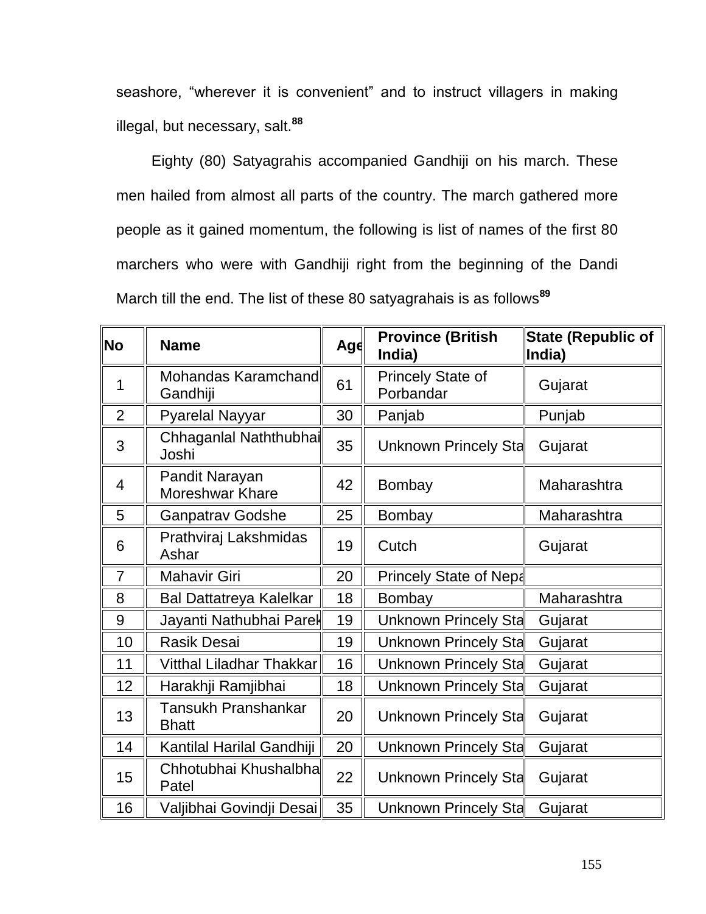seashore, “wherever it is convenient” and to instruct villagers in making illegal, but necessary, salt.[88]

Eighty (80) Satyagrahis accompanied Gandhiji on his march. These men hailed from almost all parts of the country. The march gathered more people as it gained momentum, the following is list of names of the first 80 marchers who were with Gandhiji right from the beginning of the Dandi March till the end. The list of these 80 satyagrahais is as follows[89]

| No | Name | Age | Province (British India) | State (Republic of India) |
|---|---|---|---|---|
| 1 | Mohandas Karamchand Gandhiji | 61 | Princely State of Porbandar | Gujarat |
| 2 | Pyarelal Nayyar | 30 | Panjab | Punjab |
| 3 | Chhaganlal Naththubhai Joshi | 35 | Unknown Princely Sta | Gujarat |
| 4 | Pandit Narayan Moreshwar Khare | 42 | Bombay | Maharashtra |
| 5 | Ganpatrav Godshe | 25 | Bombay | Maharashtra |
| 6 | Prathviraj Lakshmidas Ashar | 19 | Cutch | Gujarat |
| 7 | Mahavir Giri | 20 | Princely State of Nepa | |
| 8 | Bal Dattatreya Kalelkar | 18 | Bombay | Maharashtra |
| 9 | Jayanti Nathubhai Parek | 19 | Unknown Princely Sta | Gujarat |
| 10 | Rasik Desai | 19 | Unknown Princely Sta | Gujarat |
| 11 | Vitthal Liladhar Thakkar | 16 | Unknown Princely Sta | Gujarat |
| 12 | Harakhji Ramjibhai | 18 | Unknown Princely Sta | Gujarat |
| 13 | Tansukh Pranshankar Bhatt | 20 | Unknown Princely Sta | Gujarat |
| 14 | Kantilal Harilal Gandhiji | 20 | Unknown Princely Sta | Gujarat |
| 15 | Chhotubhai Khushalbha Patel | 22 | Unknown Princely Sta | Gujarat |
| 16 | Valjibhai Govindji Desai | 35 | Unknown Princely Sta | Gujarat |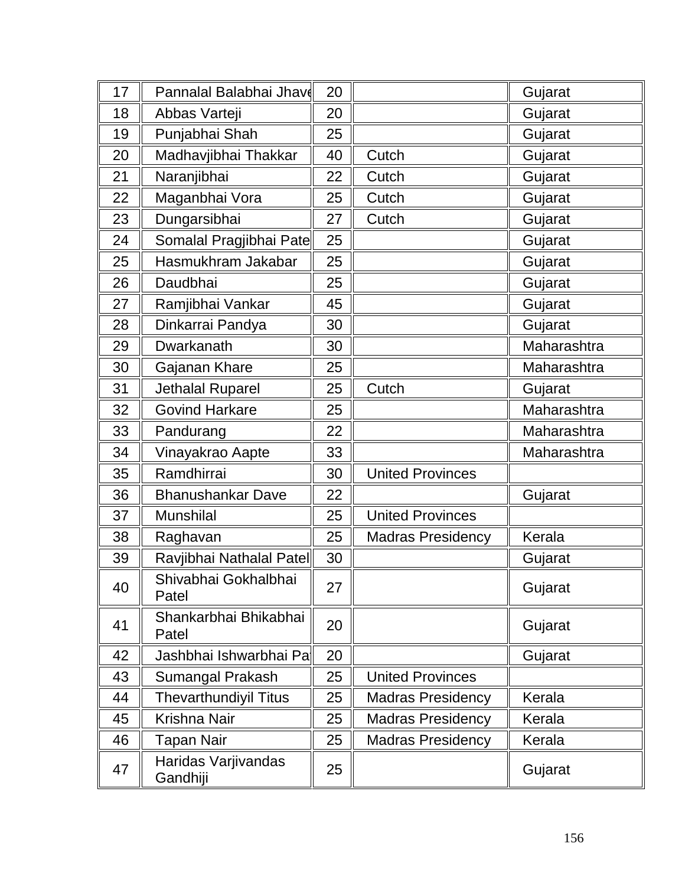| 17 | Pannalal Balabhai Jhave | 20 | | Gujarat |
|---|---|---|---|---|
| 18 | Abbas Varteji | 20 | | Gujarat |
| 19 | Punjabhai Shah | 25 | | Gujarat |
| 20 | Madhavjibhai Thakkar | 40 | Cutch | Gujarat |
| 21 | Naranjibhai | 22 | Cutch | Gujarat |
| 22 | Maganbhai Vora | 25 | Cutch | Gujarat |
| 23 | Dungarsibhai | 27 | Cutch | Gujarat |
| 24 | Somalal Pragjibhai Pate | 25 | | Gujarat |
| 25 | Hasmukhram Jakabar | 25 | | Gujarat |
| 26 | Daudbhai | 25 | | Gujarat |
| 27 | Ramjibhai Vankar | 45 | | Gujarat |
| 28 | Dinkarrai Pandya | 30 | | Gujarat |
| 29 | Dwarkanath | 30 | | Maharashtra |
| 30 | Gajanan Khare | 25 | | Maharashtra |
| 31 | Jethalal Ruparel | 25 | Cutch | Gujarat |
| 32 | Govind Harkare | 25 | | Maharashtra |
| 33 | Pandurang | 22 | | Maharashtra |
| 34 | Vinayakrao Aapte | 33 | | Maharashtra |
| 35 | Ramdhirrai | 30 | United Provinces | |
| 36 | Bhanushankar Dave | 22 | | Gujarat |
| 37 | Munshilal | 25 | United Provinces | |
| 38 | Raghavan | 25 | Madras Presidency | Kerala |
| 39 | Ravjibhai Nathalal Patel | 30 | | Gujarat |
| 40 | Shivabhai Gokhalbhai Patel | 27 | | Gujarat |
| 41 | Shankarbhai Bhikabhai Patel | 20 | | Gujarat |
| 42 | Jashbhai Ishwarbhai Pa | 20 | | Gujarat |
| 43 | Sumangal Prakash | 25 | United Provinces | |
| 44 | Thevarthundiyil Titus | 25 | Madras Presidency | Kerala |
| 45 | Krishna Nair | 25 | Madras Presidency | Kerala |
| 46 | Tapan Nair | 25 | Madras Presidency | Kerala |
| 47 | Haridas Varjivandas Gandhiji | 25 | | Gujarat |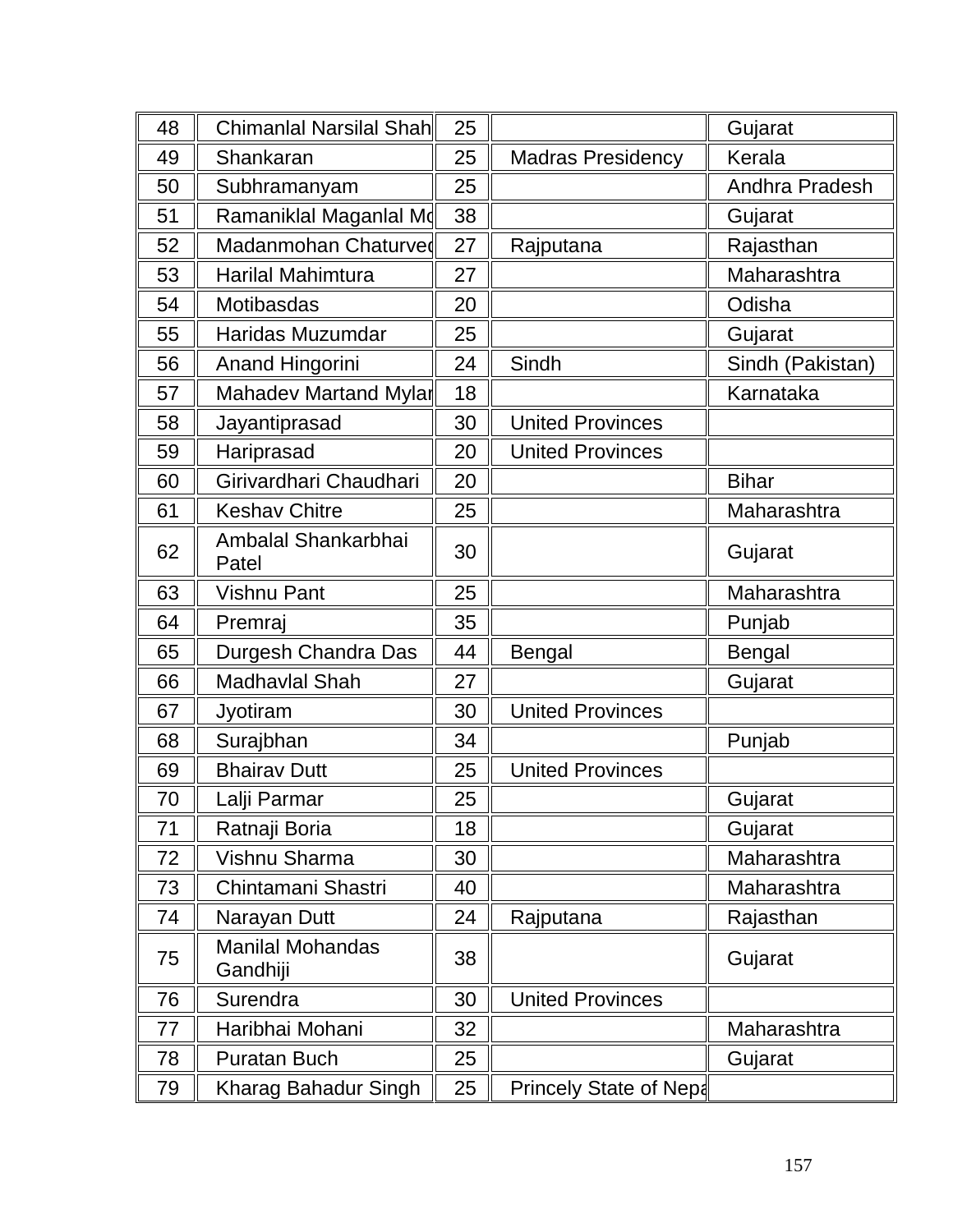| 48 | Chimanlal Narsilal Shah | 25 | | Gujarat |
|---|---|---|---|---|
| 49 | Shankaran | 25 | Madras Presidency | Kerala |
| 50 | Subhramanyam | 25 | | Andhra Pradesh |
| 51 | Ramaniklal Maganlal Mo | 38 | | Gujarat |
| 52 | Madanmohan Chaturved | 27 | Rajputana | Rajasthan |
| 53 | Harilal Mahimtura | 27 | | Maharashtra |
| 54 | Motibasdas | 20 | | Odisha |
| 55 | Haridas Muzumdar | 25 | | Gujarat |
| 56 | Anand Hingorini | 24 | Sindh | Sindh (Pakistan) |
| 57 | Mahadev Martand Mylar | 18 | | Karnataka |
| 58 | Jayantiprasad | 30 | United Provinces | |
| 59 | Hariprasad | 20 | United Provinces | |
| 60 | Girivardhari Chaudhari | 20 | | Bihar |
| 61 | Keshav Chitre | 25 | | Maharashtra |
| 62 | Ambalal Shankarbhai Patel | 30 | | Gujarat |
| 63 | Vishnu Pant | 25 | | Maharashtra |
| 64 | Premraj | 35 | | Punjab |
| 65 | Durgesh Chandra Das | 44 | Bengal | Bengal |
| 66 | Madhavlal Shah | 27 | | Gujarat |
| 67 | Jyotiram | 30 | United Provinces | |
| 68 | Surajbhan | 34 | | Punjab |
| 69 | Bhairav Dutt | 25 | United Provinces | |
| 70 | Lalji Parmar | 25 | | Gujarat |
| 71 | Ratnaji Boria | 18 | | Gujarat |
| 72 | Vishnu Sharma | 30 | | Maharashtra |
| 73 | Chintamani Shastri | 40 | | Maharashtra |
| 74 | Narayan Dutt | 24 | Rajputana | Rajasthan |
| 75 | Manilal Mohandas Gandhiji | 38 | | Gujarat |
| 76 | Surendra | 30 | United Provinces | |
| 77 | Haribhai Mohani | 32 | | Maharashtra |
| 78 | Puratan Buch | 25 | | Gujarat |
| 79 | Kharag Bahadur Singh | 25 | Princely State of Nepa | |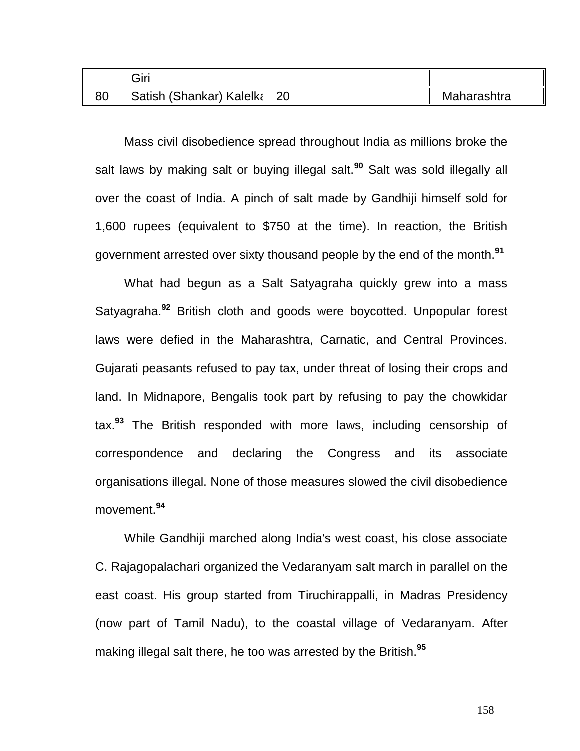| | Giri | | | |
|---|---|---|---|---|
| 80 | Satish (Shankar) Kalelka | 20 | | Maharashtra |

Mass civil disobedience spread throughout India as millions broke the salt laws by making salt or buying illegal salt.[90] Salt was sold illegally all over the coast of India. A pinch of salt made by Gandhiji himself sold for 1,600 rupees (equivalent to $750 at the time). In reaction, the British government arrested over sixty thousand people by the end of the month.[91]

What had begun as a Salt Satyagraha quickly grew into a mass Satyagraha.[92] British cloth and goods were boycotted. Unpopular forest laws were defied in the Maharashtra, Carnatic, and Central Provinces. Gujarati peasants refused to pay tax, under threat of losing their crops and land. In Midnapore, Bengalis took part by refusing to pay the chowkidar tax.[93] The British responded with more laws, including censorship of correspondence and declaring the Congress and its associate organisations illegal. None of those measures slowed the civil disobedience movement.[94]

While Gandhiji marched along India's west coast, his close associate C. Rajagopalachari organized the Vedaranyam salt march in parallel on the east coast. His group started from Tiruchirappalli, in Madras Presidency (now part of Tamil Nadu), to the coastal village of Vedaranyam. After making illegal salt there, he too was arrested by the British.[95]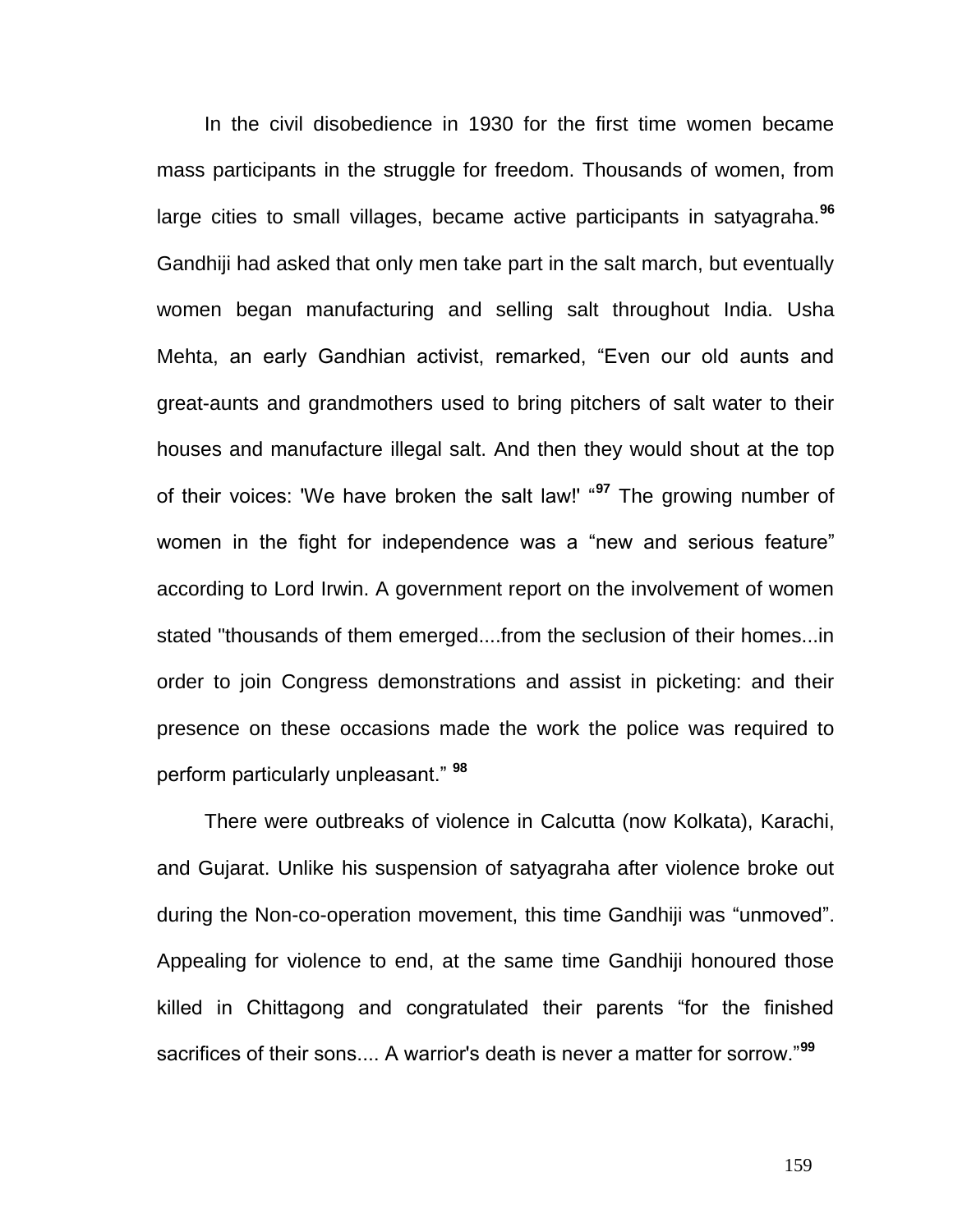In the civil disobedience in 1930 for the first time women became mass participants in the struggle for freedom. Thousands of women, from large cities to small villages, became active participants in satyagraha.[96] Gandhiji had asked that only men take part in the salt march, but eventually women began manufacturing and selling salt throughout India. Usha Mehta, an early Gandhian activist, remarked, "Even our old aunts and great-aunts and grandmothers used to bring pitchers of salt water to their houses and manufacture illegal salt. And then they would shout at the top of their voices: 'We have broken the salt law!' "[97] The growing number of women in the fight for independence was a "new and serious feature" according to Lord Irwin. A government report on the involvement of women stated "thousands of them emerged....from the seclusion of their homes...in order to join Congress demonstrations and assist in picketing: and their presence on these occasions made the work the police was required to perform particularly unpleasant." [98]

There were outbreaks of violence in Calcutta (now Kolkata), Karachi, and Gujarat. Unlike his suspension of satyagraha after violence broke out during the Non-co-operation movement, this time Gandhiji was "unmoved". Appealing for violence to end, at the same time Gandhiji honoured those killed in Chittagong and congratulated their parents "for the finished sacrifices of their sons.... A warrior's death is never a matter for sorrow."[99]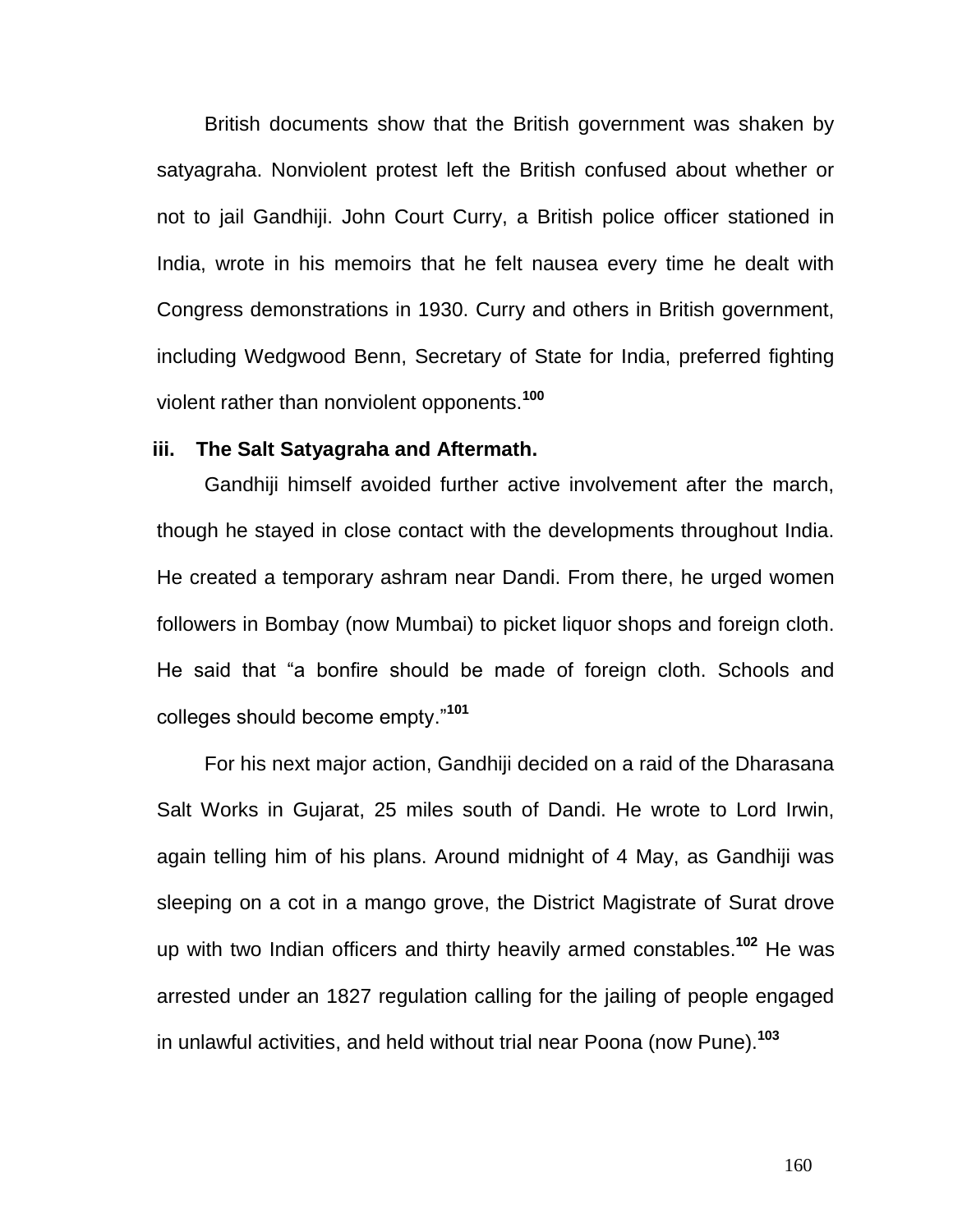British documents show that the British government was shaken by satyagraha. Nonviolent protest left the British confused about whether or not to jail Gandhiji. John Court Curry, a British police officer stationed in India, wrote in his memoirs that he felt nausea every time he dealt with Congress demonstrations in 1930. Curry and others in British government, including Wedgwood Benn, Secretary of State for India, preferred fighting violent rather than nonviolent opponents.[100]

### iii. The Salt Satyagraha and Aftermath.

Gandhiji himself avoided further active involvement after the march, though he stayed in close contact with the developments throughout India. He created a temporary ashram near Dandi. From there, he urged women followers in Bombay (now Mumbai) to picket liquor shops and foreign cloth. He said that "a bonfire should be made of foreign cloth. Schools and colleges should become empty."[101]

For his next major action, Gandhiji decided on a raid of the Dharasana Salt Works in Gujarat, 25 miles south of Dandi. He wrote to Lord Irwin, again telling him of his plans. Around midnight of 4 May, as Gandhiji was sleeping on a cot in a mango grove, the District Magistrate of Surat drove up with two Indian officers and thirty heavily armed constables.[102] He was arrested under an 1827 regulation calling for the jailing of people engaged in unlawful activities, and held without trial near Poona (now Pune).[103]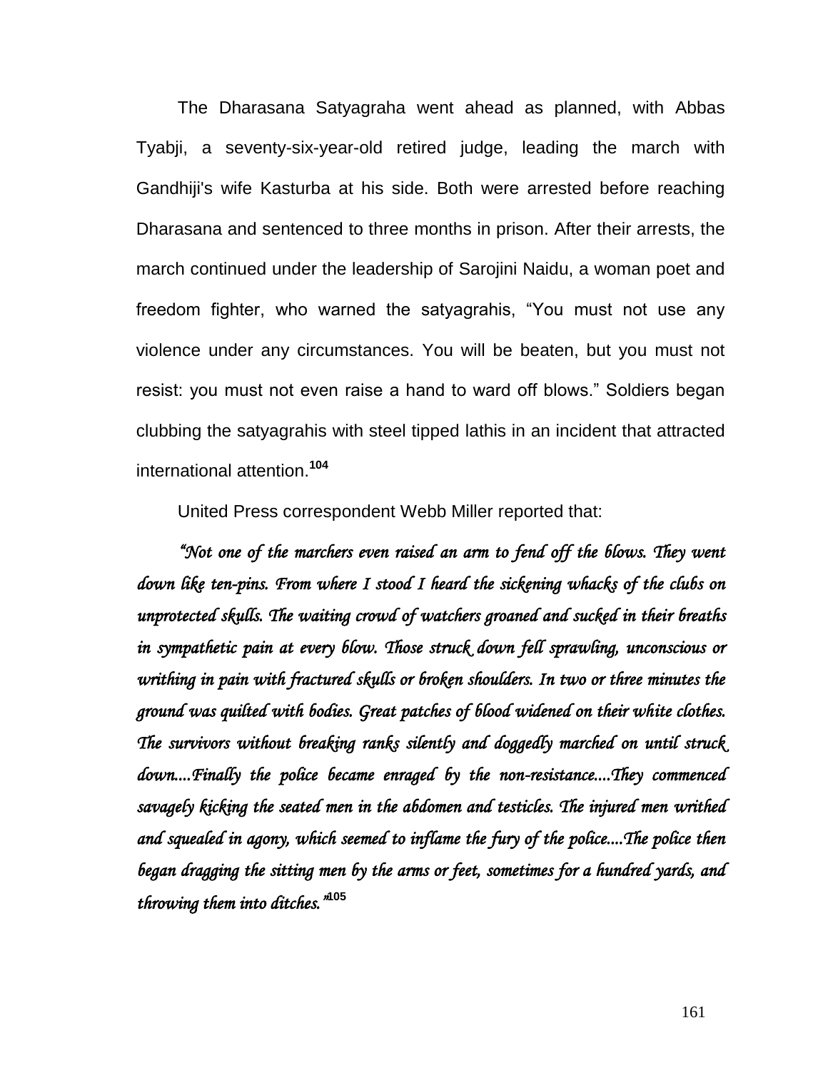The Dharasana Satyagraha went ahead as planned, with Abbas Tyabji, a seventy-six-year-old retired judge, leading the march with Gandhiji's wife Kasturba at his side. Both were arrested before reaching Dharasana and sentenced to three months in prison. After their arrests, the march continued under the leadership of Sarojini Naidu, a woman poet and freedom fighter, who warned the satyagrahis, "You must not use any violence under any circumstances. You will be beaten, but you must not resist: you must not even raise a hand to ward off blows." Soldiers began clubbing the satyagrahis with steel tipped lathis in an incident that attracted international attention.[104]

United Press correspondent Webb Miller reported that:

*"Not one of the marchers even raised an arm to fend off the blows. They went down like ten-pins. From where I stood I heard the sickening whacks of the clubs on unprotected skulls. The waiting crowd of watchers groaned and sucked in their breaths in sympathetic pain at every blow. Those struck down fell sprawling, unconscious or writhing in pain with fractured skulls or broken shoulders. In two or three minutes the ground was quilted with bodies. Great patches of blood widened on their white clothes. The survivors without breaking ranks silently and doggedly marched on until struck down....Finally the police became enraged by the non-resistance....They commenced savagely kicking the seated men in the abdomen and testicles. The injured men writhed and squealed in agony, which seemed to inflame the fury of the police....The police then began dragging the sitting men by the arms or feet, sometimes for a hundred yards, and throwing them into ditches."*[105]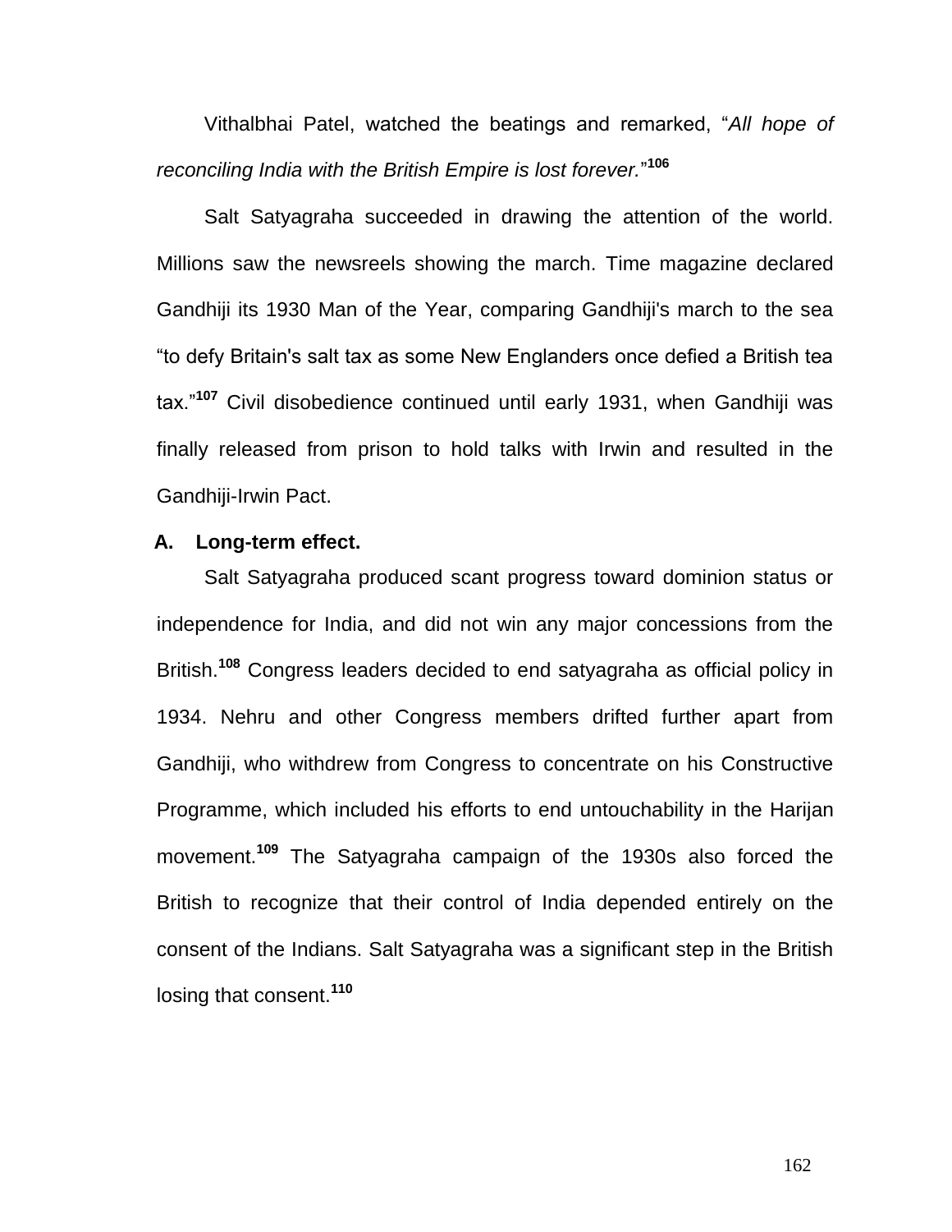Vithalbhai Patel, watched the beatings and remarked, "*All hope of reconciling India with the British Empire is lost forever.*"[106]

Salt Satyagraha succeeded in drawing the attention of the world. Millions saw the newsreels showing the march. Time magazine declared Gandhiji its 1930 Man of the Year, comparing Gandhiji's march to the sea "to defy Britain's salt tax as some New Englanders once defied a British tea tax."[107] Civil disobedience continued until early 1931, when Gandhiji was finally released from prison to hold talks with Irwin and resulted in the Gandhiji-Irwin Pact.

### A. Long-term effect.

Salt Satyagraha produced scant progress toward dominion status or independence for India, and did not win any major concessions from the British.[108] Congress leaders decided to end satyagraha as official policy in 1934. Nehru and other Congress members drifted further apart from Gandhiji, who withdrew from Congress to concentrate on his Constructive Programme, which included his efforts to end untouchability in the Harijan movement.[109] The Satyagraha campaign of the 1930s also forced the British to recognize that their control of India depended entirely on the consent of the Indians. Salt Satyagraha was a significant step in the British losing that consent.[110]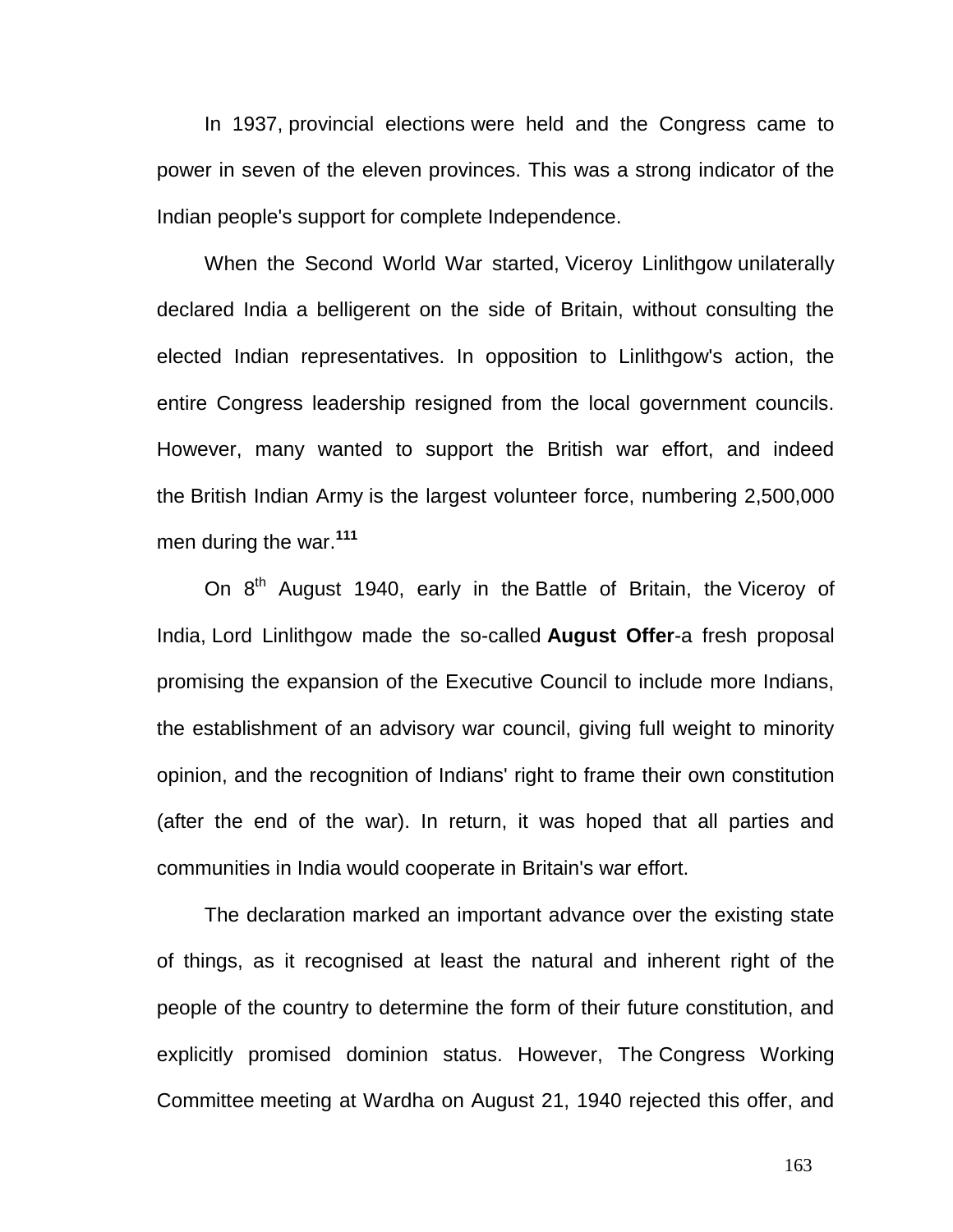In 1937, provincial elections were held and the Congress came to power in seven of the eleven provinces. This was a strong indicator of the Indian people's support for complete Independence.

When the Second World War started, Viceroy Linlithgow unilaterally declared India a belligerent on the side of Britain, without consulting the elected Indian representatives. In opposition to Linlithgow's action, the entire Congress leadership resigned from the local government councils. However, many wanted to support the British war effort, and indeed the British Indian Army is the largest volunteer force, numbering 2,500,000 men during the war.[111]

On 8th August 1940, early in the Battle of Britain, the Viceroy of India, Lord Linlithgow made the so-called **August Offer**-a fresh proposal promising the expansion of the Executive Council to include more Indians, the establishment of an advisory war council, giving full weight to minority opinion, and the recognition of Indians' right to frame their own constitution (after the end of the war). In return, it was hoped that all parties and communities in India would cooperate in Britain's war effort.

The declaration marked an important advance over the existing state of things, as it recognised at least the natural and inherent right of the people of the country to determine the form of their future constitution, and explicitly promised dominion status. However, The Congress Working Committee meeting at Wardha on August 21, 1940 rejected this offer, and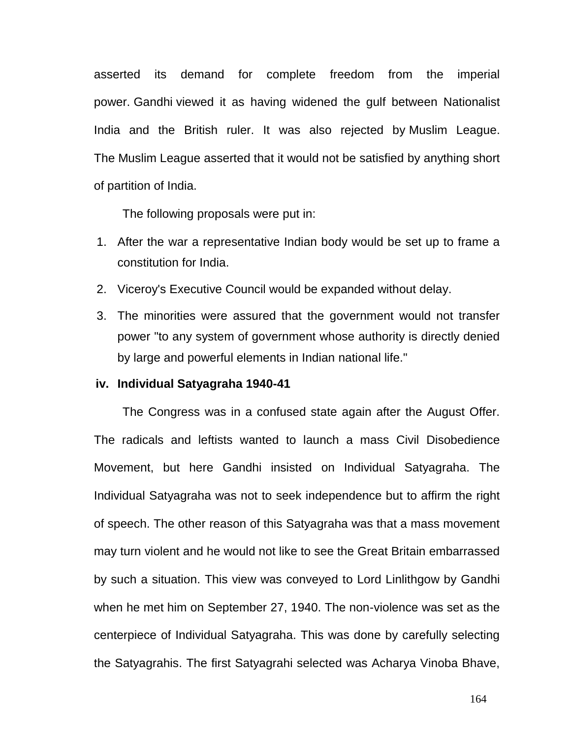asserted its demand for complete freedom from the imperial power. Gandhi viewed it as having widened the gulf between Nationalist India and the British ruler. It was also rejected by Muslim League. The Muslim League asserted that it would not be satisfied by anything short of partition of India.

The following proposals were put in:

1. After the war a representative Indian body would be set up to frame a constitution for India.
2. Viceroy's Executive Council would be expanded without delay.
3. The minorities were assured that the government would not transfer power "to any system of government whose authority is directly denied by large and powerful elements in Indian national life."

**iv. Individual Satyagraha 1940-41**

The Congress was in a confused state again after the August Offer. The radicals and leftists wanted to launch a mass Civil Disobedience Movement, but here Gandhi insisted on Individual Satyagraha. The Individual Satyagraha was not to seek independence but to affirm the right of speech. The other reason of this Satyagraha was that a mass movement may turn violent and he would not like to see the Great Britain embarrassed by such a situation. This view was conveyed to Lord Linlithgow by Gandhi when he met him on September 27, 1940. The non-violence was set as the centerpiece of Individual Satyagraha. This was done by carefully selecting the Satyagrahis. The first Satyagrahi selected was Acharya Vinoba Bhave,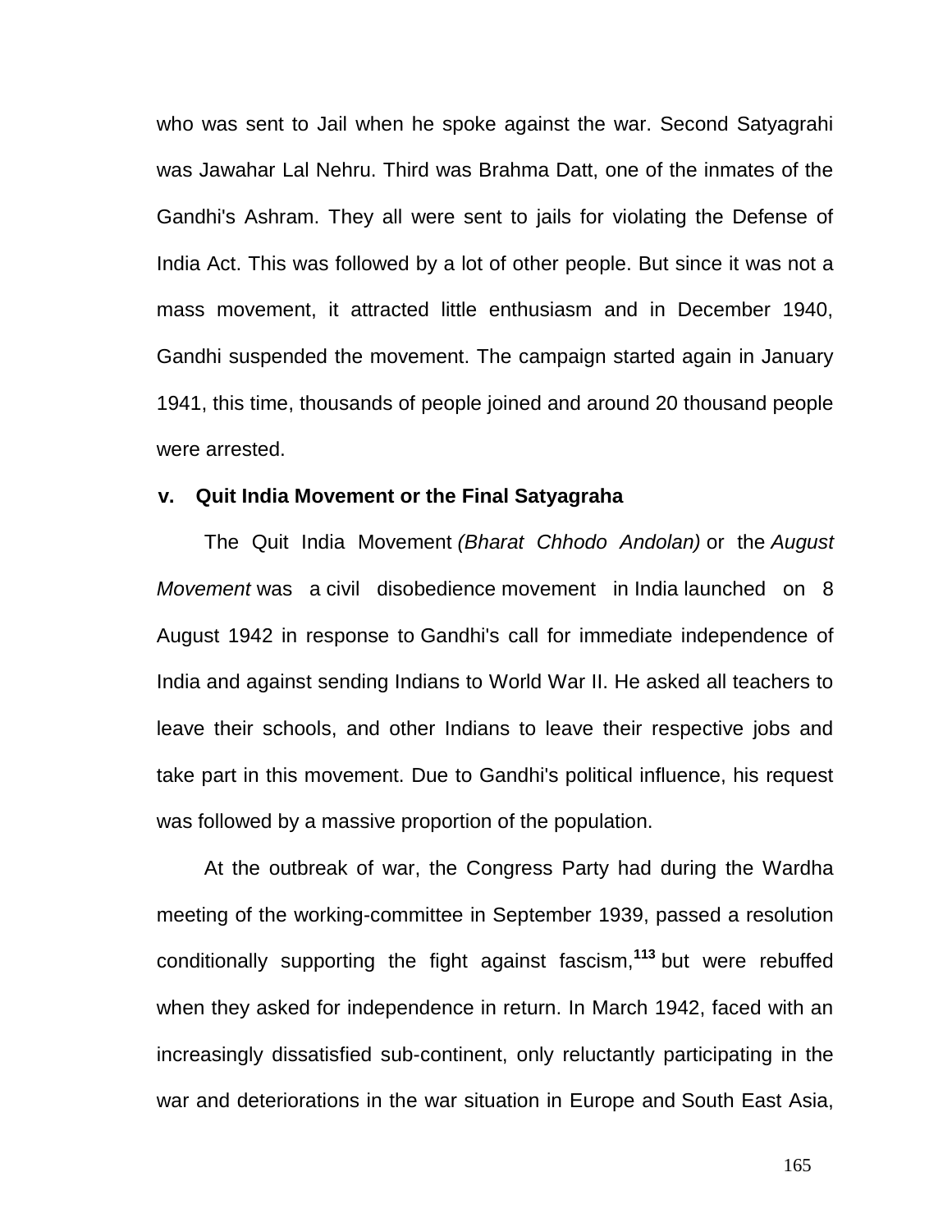who was sent to Jail when he spoke against the war. Second Satyagrahi was Jawahar Lal Nehru. Third was Brahma Datt, one of the inmates of the Gandhi's Ashram. They all were sent to jails for violating the Defense of India Act. This was followed by a lot of other people. But since it was not a mass movement, it attracted little enthusiasm and in December 1940, Gandhi suspended the movement. The campaign started again in January 1941, this time, thousands of people joined and around 20 thousand people were arrested.

### v. Quit India Movement or the Final Satyagraha

The Quit India Movement *(Bharat Chhodo Andolan)* or the *August Movement* was a civil disobedience movement in India launched on 8 August 1942 in response to Gandhi's call for immediate independence of India and against sending Indians to World War II. He asked all teachers to leave their schools, and other Indians to leave their respective jobs and take part in this movement. Due to Gandhi's political influence, his request was followed by a massive proportion of the population.

At the outbreak of war, the Congress Party had during the Wardha meeting of the working-committee in September 1939, passed a resolution conditionally supporting the fight against fascism,[113] but were rebuffed when they asked for independence in return. In March 1942, faced with an increasingly dissatisfied sub-continent, only reluctantly participating in the war and deteriorations in the war situation in Europe and South East Asia,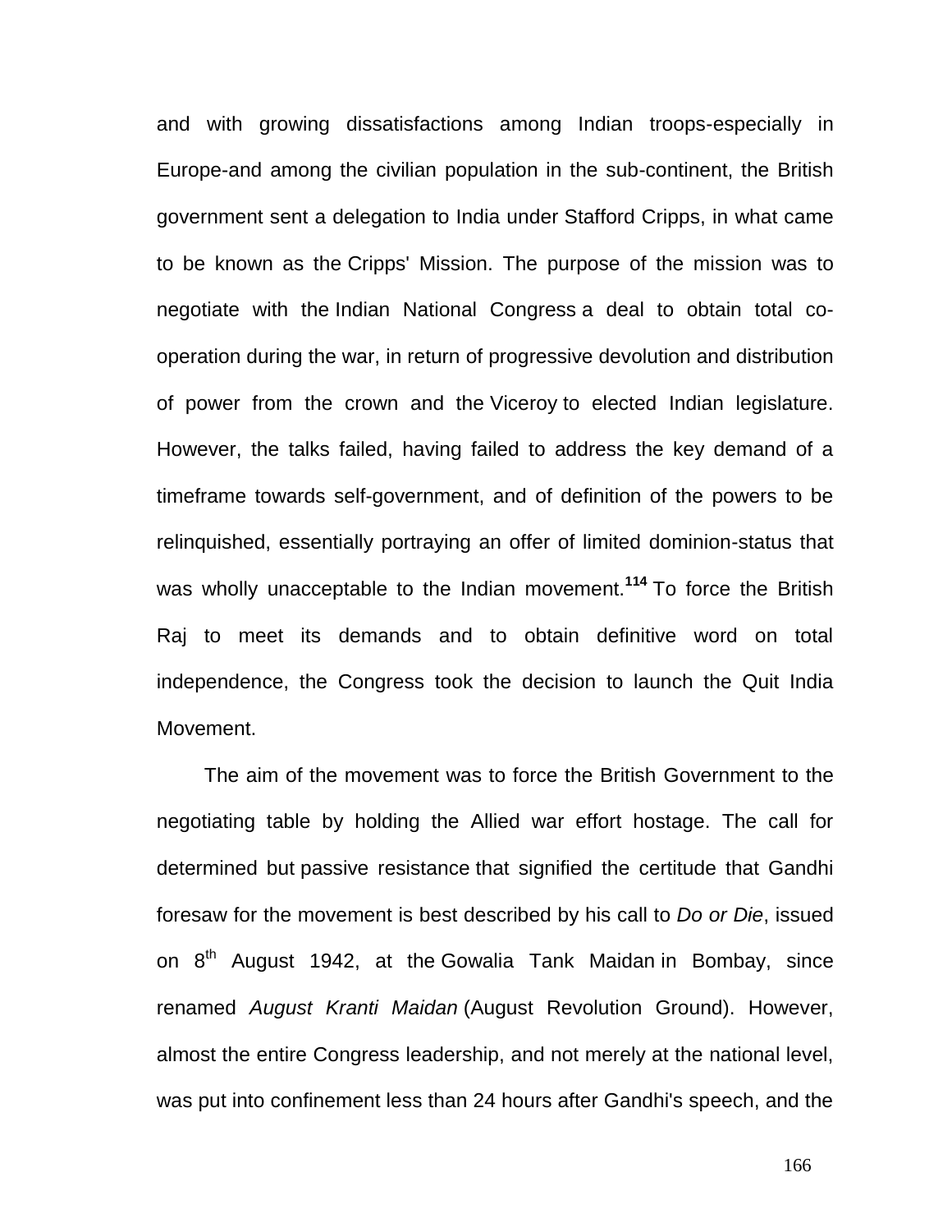and with growing dissatisfactions among Indian troops-especially in Europe-and among the civilian population in the sub-continent, the British government sent a delegation to India under Stafford Cripps, in what came to be known as the Cripps' Mission. The purpose of the mission was to negotiate with the Indian National Congress a deal to obtain total co-operation during the war, in return of progressive devolution and distribution of power from the crown and the Viceroy to elected Indian legislature. However, the talks failed, having failed to address the key demand of a timeframe towards self-government, and of definition of the powers to be relinquished, essentially portraying an offer of limited dominion-status that was wholly unacceptable to the Indian movement.[114] To force the British Raj to meet its demands and to obtain definitive word on total independence, the Congress took the decision to launch the Quit India Movement.

The aim of the movement was to force the British Government to the negotiating table by holding the Allied war effort hostage. The call for determined but passive resistance that signified the certitude that Gandhi foresaw for the movement is best described by his call to *Do or Die*, issued on 8th August 1942, at the Gowalia Tank Maidan in Bombay, since renamed *August Kranti Maidan* (August Revolution Ground). However, almost the entire Congress leadership, and not merely at the national level, was put into confinement less than 24 hours after Gandhi's speech, and the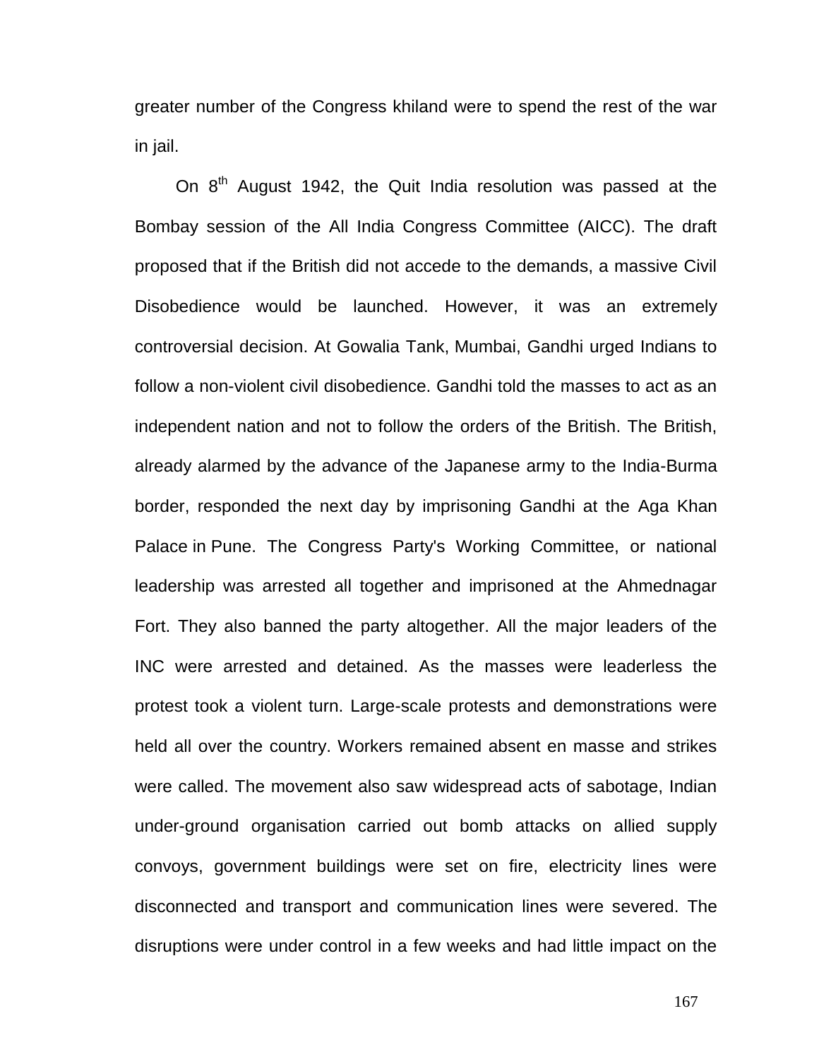greater number of the Congress khiland were to spend the rest of the war in jail.

On 8th August 1942, the Quit India resolution was passed at the Bombay session of the All India Congress Committee (AICC). The draft proposed that if the British did not accede to the demands, a massive Civil Disobedience would be launched. However, it was an extremely controversial decision. At Gowalia Tank, Mumbai, Gandhi urged Indians to follow a non-violent civil disobedience. Gandhi told the masses to act as an independent nation and not to follow the orders of the British. The British, already alarmed by the advance of the Japanese army to the India-Burma border, responded the next day by imprisoning Gandhi at the Aga Khan Palace in Pune. The Congress Party's Working Committee, or national leadership was arrested all together and imprisoned at the Ahmednagar Fort. They also banned the party altogether. All the major leaders of the INC were arrested and detained. As the masses were leaderless the protest took a violent turn. Large-scale protests and demonstrations were held all over the country. Workers remained absent en masse and strikes were called. The movement also saw widespread acts of sabotage, Indian under-ground organisation carried out bomb attacks on allied supply convoys, government buildings were set on fire, electricity lines were disconnected and transport and communication lines were severed. The disruptions were under control in a few weeks and had little impact on the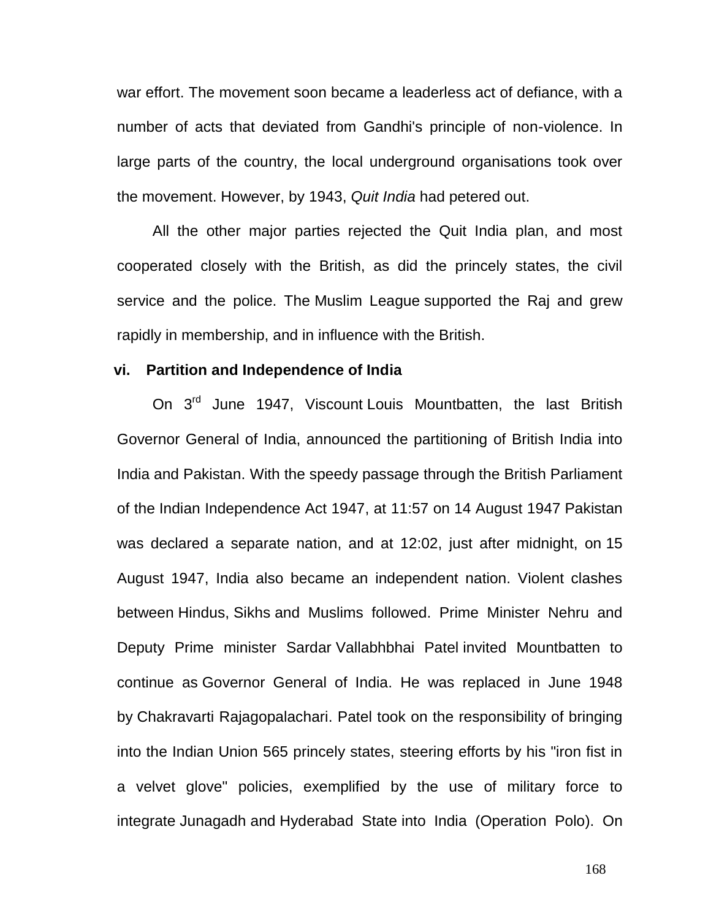war effort. The movement soon became a leaderless act of defiance, with a number of acts that deviated from Gandhi's principle of non-violence. In large parts of the country, the local underground organisations took over the movement. However, by 1943, *Quit India* had petered out.

All the other major parties rejected the Quit India plan, and most cooperated closely with the British, as did the princely states, the civil service and the police. The Muslim League supported the Raj and grew rapidly in membership, and in influence with the British.

**vi. Partition and Independence of India**

On 3rd June 1947, Viscount Louis Mountbatten, the last British Governor General of India, announced the partitioning of British India into India and Pakistan. With the speedy passage through the British Parliament of the Indian Independence Act 1947, at 11:57 on 14 August 1947 Pakistan was declared a separate nation, and at 12:02, just after midnight, on 15 August 1947, India also became an independent nation. Violent clashes between Hindus, Sikhs and Muslims followed. Prime Minister Nehru and Deputy Prime minister Sardar Vallabhbhai Patel invited Mountbatten to continue as Governor General of India. He was replaced in June 1948 by Chakravarti Rajagopalachari. Patel took on the responsibility of bringing into the Indian Union 565 princely states, steering efforts by his "iron fist in a velvet glove" policies, exemplified by the use of military force to integrate Junagadh and Hyderabad State into India (Operation Polo). On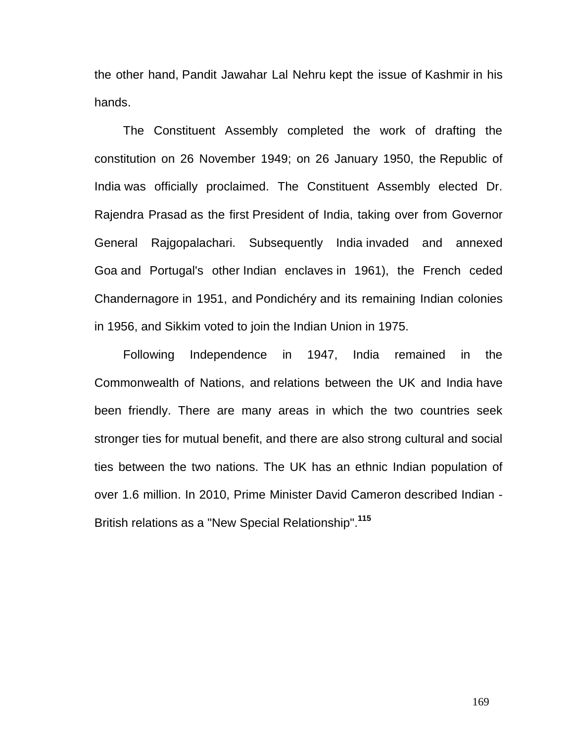the other hand, Pandit Jawahar Lal Nehru kept the issue of Kashmir in his hands.

The Constituent Assembly completed the work of drafting the constitution on 26 November 1949; on 26 January 1950, the Republic of India was officially proclaimed. The Constituent Assembly elected Dr. Rajendra Prasad as the first President of India, taking over from Governor General Rajgopalachari. Subsequently India invaded and annexed Goa and Portugal's other Indian enclaves in 1961), the French ceded Chandernagore in 1951, and Pondichéry and its remaining Indian colonies in 1956, and Sikkim voted to join the Indian Union in 1975.

Following Independence in 1947, India remained in the Commonwealth of Nations, and relations between the UK and India have been friendly. There are many areas in which the two countries seek stronger ties for mutual benefit, and there are also strong cultural and social ties between the two nations. The UK has an ethnic Indian population of over 1.6 million. In 2010, Prime Minister David Cameron described Indian - British relations as a "New Special Relationship".[115]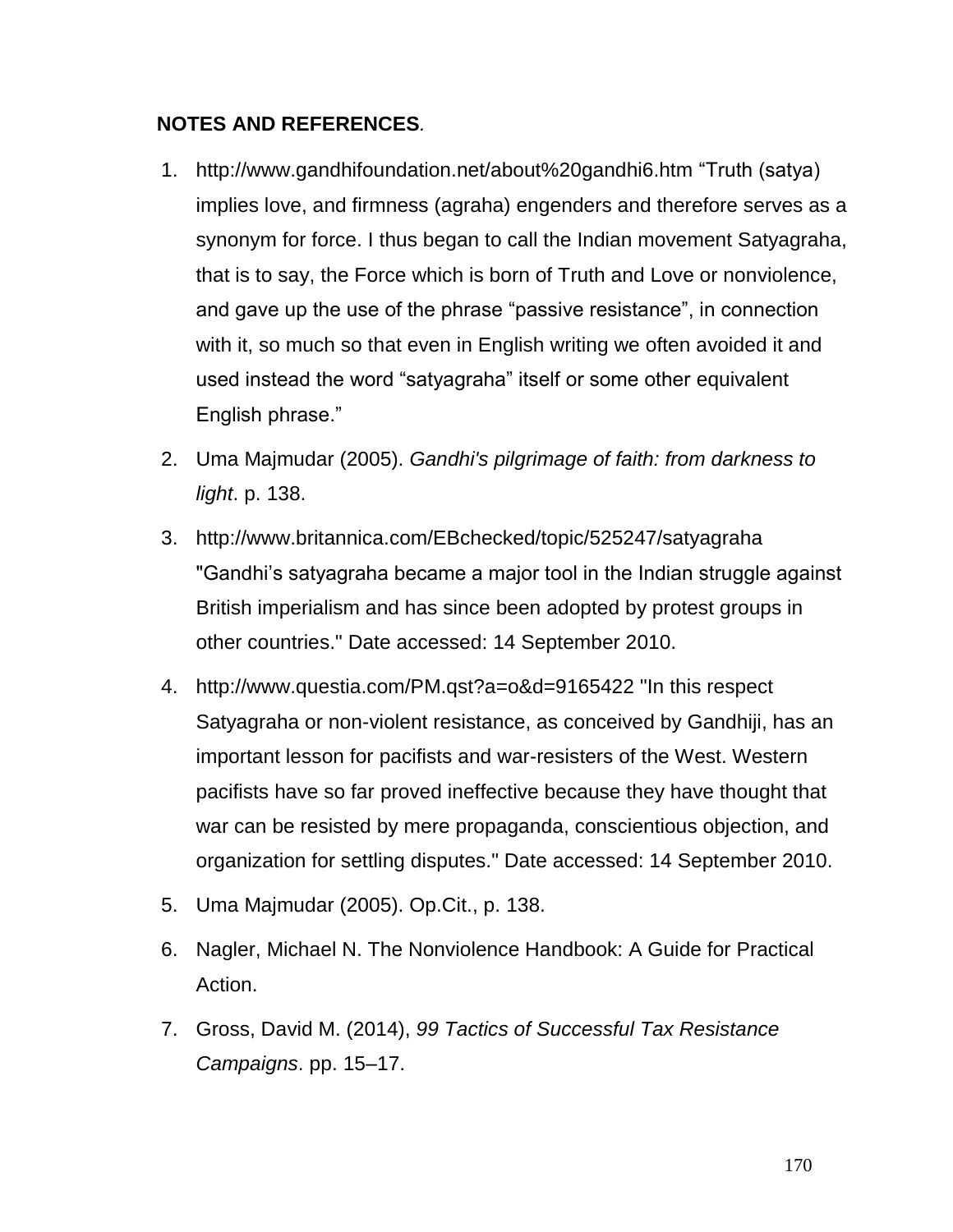## **NOTES AND REFERENCES**.

1. http://www.gandhifoundation.net/about%20gandhi6.htm "Truth (satya) implies love, and firmness (agraha) engenders and therefore serves as a synonym for force. I thus began to call the Indian movement Satyagraha, that is to say, the Force which is born of Truth and Love or nonviolence, and gave up the use of the phrase "passive resistance", in connection with it, so much so that even in English writing we often avoided it and used instead the word "satyagraha" itself or some other equivalent English phrase."
2. Uma Majmudar (2005). *Gandhi's pilgrimage of faith: from darkness to light*. p. 138.
3. http://www.britannica.com/EBchecked/topic/525247/satyagraha "Gandhi's satyagraha became a major tool in the Indian struggle against British imperialism and has since been adopted by protest groups in other countries." Date accessed: 14 September 2010.
4. http://www.questia.com/PM.qst?a=o&d=9165422 "In this respect Satyagraha or non-violent resistance, as conceived by Gandhiji, has an important lesson for pacifists and war-resisters of the West. Western pacifists have so far proved ineffective because they have thought that war can be resisted by mere propaganda, conscientious objection, and organization for settling disputes." Date accessed: 14 September 2010.
5. Uma Majmudar (2005). Op.Cit., p. 138.
6. Nagler, Michael N. The Nonviolence Handbook: A Guide for Practical Action.
7. Gross, David M. (2014), *99 Tactics of Successful Tax Resistance Campaigns*. pp. 15–17.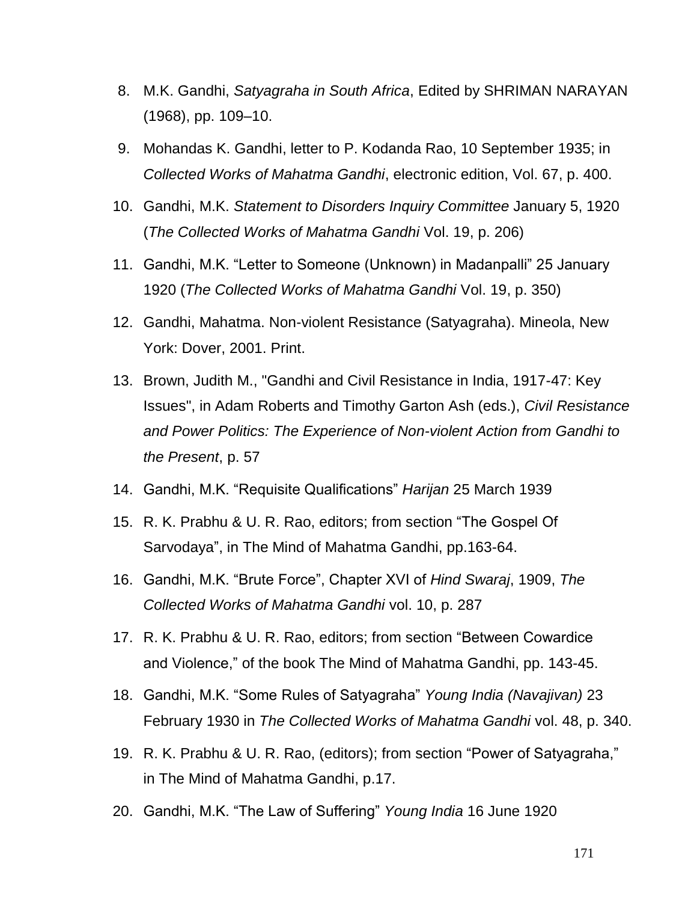8. M.K. Gandhi, *Satyagraha in South Africa*, Edited by SHRIMAN NARAYAN (1968), pp. 109–10.
9. Mohandas K. Gandhi, letter to P. Kodanda Rao, 10 September 1935; in *Collected Works of Mahatma Gandhi*, electronic edition, Vol. 67, p. 400.
10. Gandhi, M.K. *Statement to Disorders Inquiry Committee* January 5, 1920 (*The Collected Works of Mahatma Gandhi* Vol. 19, p. 206)
11. Gandhi, M.K. “Letter to Someone (Unknown) in Madanpalli” 25 January 1920 (*The Collected Works of Mahatma Gandhi* Vol. 19, p. 350)
12. Gandhi, Mahatma. Non-violent Resistance (Satyagraha). Mineola, New York: Dover, 2001. Print.
13. Brown, Judith M., "Gandhi and Civil Resistance in India, 1917-47: Key Issues", in Adam Roberts and Timothy Garton Ash (eds.), *Civil Resistance and Power Politics: The Experience of Non-violent Action from Gandhi to the Present*, p. 57
14. Gandhi, M.K. “Requisite Qualifications” *Harijan* 25 March 1939
15. R. K. Prabhu & U. R. Rao, editors; from section “The Gospel Of Sarvodaya”, in The Mind of Mahatma Gandhi, pp.163-64.
16. Gandhi, M.K. “Brute Force”, Chapter XVI of *Hind Swaraj*, 1909, *The Collected Works of Mahatma Gandhi* vol. 10, p. 287
17. R. K. Prabhu & U. R. Rao, editors; from section “Between Cowardice and Violence,” of the book The Mind of Mahatma Gandhi, pp. 143-45.
18. Gandhi, M.K. “Some Rules of Satyagraha” *Young India (Navajivan)* 23 February 1930 in *The Collected Works of Mahatma Gandhi* vol. 48, p. 340.
19. R. K. Prabhu & U. R. Rao, (editors); from section “Power of Satyagraha,” in The Mind of Mahatma Gandhi, p.17.
20. Gandhi, M.K. “The Law of Suffering” *Young India* 16 June 1920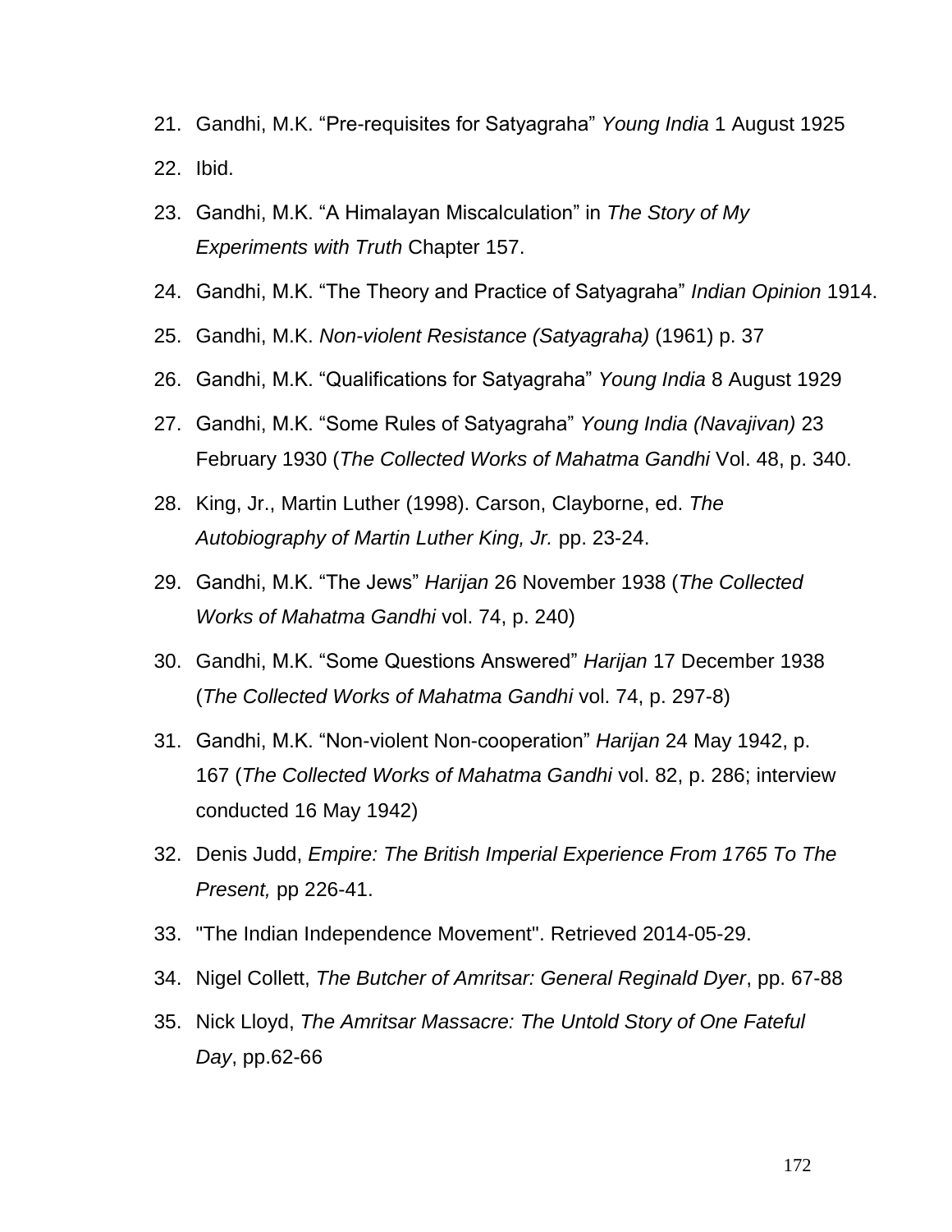21. Gandhi, M.K. “Pre-requisites for Satyagraha” *Young India* 1 August 1925
22. Ibid.
23. Gandhi, M.K. “A Himalayan Miscalculation” in *The Story of My Experiments with Truth* Chapter 157.
24. Gandhi, M.K. “The Theory and Practice of Satyagraha” *Indian Opinion* 1914.
25. Gandhi, M.K. *Non-violent Resistance (Satyagraha)* (1961) p. 37
26. Gandhi, M.K. “Qualifications for Satyagraha” *Young India* 8 August 1929
27. Gandhi, M.K. “Some Rules of Satyagraha” *Young India (Navajivan)* 23 February 1930 (*The Collected Works of Mahatma Gandhi* Vol. 48, p. 340.
28. King, Jr., Martin Luther (1998). Carson, Clayborne, ed. *The Autobiography of Martin Luther King, Jr.* pp. 23-24.
29. Gandhi, M.K. “The Jews” *Harijan* 26 November 1938 (*The Collected Works of Mahatma Gandhi* vol. 74, p. 240)
30. Gandhi, M.K. “Some Questions Answered” *Harijan* 17 December 1938 (*The Collected Works of Mahatma Gandhi* vol. 74, p. 297-8)
31. Gandhi, M.K. “Non-violent Non-cooperation” *Harijan* 24 May 1942, p. 167 (*The Collected Works of Mahatma Gandhi* vol. 82, p. 286; interview conducted 16 May 1942)
32. Denis Judd, *Empire: The British Imperial Experience From 1765 To The Present,* pp 226-41.
33. "The Indian Independence Movement". Retrieved 2014-05-29.
34. Nigel Collett, *The Butcher of Amritsar: General Reginald Dyer*, pp. 67-88
35. Nick Lloyd, *The Amritsar Massacre: The Untold Story of One Fateful Day*, pp.62-66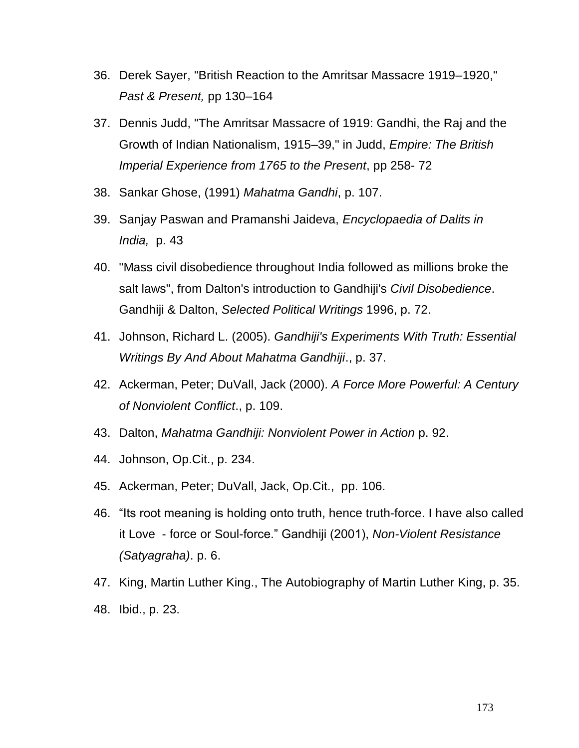36. Derek Sayer, "British Reaction to the Amritsar Massacre 1919–1920," *Past & Present,* pp 130–164
37. Dennis Judd, "The Amritsar Massacre of 1919: Gandhi, the Raj and the Growth of Indian Nationalism, 1915–39," in Judd, *Empire: The British Imperial Experience from 1765 to the Present*, pp 258- 72
38. Sankar Ghose, (1991) *Mahatma Gandhi*, p. 107.
39. Sanjay Paswan and Pramanshi Jaideva, *Encyclopaedia of Dalits in India,* p. 43
40. "Mass civil disobedience throughout India followed as millions broke the salt laws", from Dalton's introduction to Gandhiji's *Civil Disobedience*. Gandhiji & Dalton, *Selected Political Writings* 1996, p. 72.
41. Johnson, Richard L. (2005). *Gandhiji's Experiments With Truth: Essential Writings By And About Mahatma Gandhiji*., p. 37.
42. Ackerman, Peter; DuVall, Jack (2000). *A Force More Powerful: A Century of Nonviolent Conflict*., p. 109.
43. Dalton, *Mahatma Gandhiji: Nonviolent Power in Action* p. 92.
44. Johnson, Op.Cit., p. 234.
45. Ackerman, Peter; DuVall, Jack, Op.Cit., pp. 106.
46. "Its root meaning is holding onto truth, hence truth-force. I have also called it Love - force or Soul-force." Gandhiji (2001), *Non-Violent Resistance (Satyagraha)*. p. 6.
47. King, Martin Luther King., The Autobiography of Martin Luther King, p. 35.
48. Ibid., p. 23.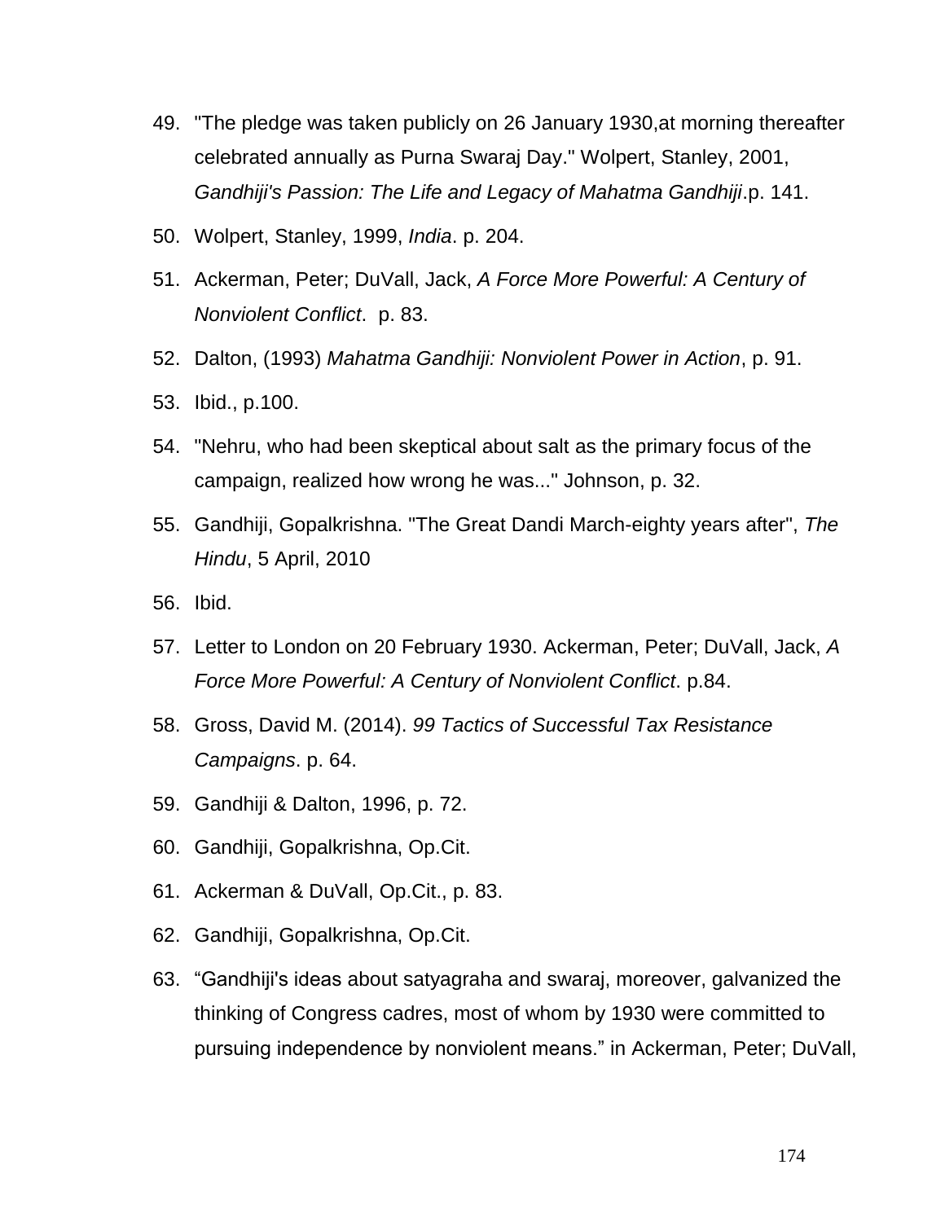49. "The pledge was taken publicly on 26 January 1930,at morning thereafter celebrated annually as Purna Swaraj Day." Wolpert, Stanley, 2001, *Gandhiji's Passion: The Life and Legacy of Mahatma Gandhiji*.p. 141.
50. Wolpert, Stanley, 1999, *India*. p. 204.
51. Ackerman, Peter; DuVall, Jack, *A Force More Powerful: A Century of Nonviolent Conflict*. p. 83.
52. Dalton, (1993) *Mahatma Gandhiji: Nonviolent Power in Action*, p. 91.
53. Ibid., p.100.
54. "Nehru, who had been skeptical about salt as the primary focus of the campaign, realized how wrong he was..." Johnson, p. 32.
55. Gandhiji, Gopalkrishna. "The Great Dandi March-eighty years after", *The Hindu*, 5 April, 2010
56. Ibid.
57. Letter to London on 20 February 1930. Ackerman, Peter; DuVall, Jack, *A Force More Powerful: A Century of Nonviolent Conflict*. p.84.
58. Gross, David M. (2014). *99 Tactics of Successful Tax Resistance Campaigns*. p. 64.
59. Gandhiji & Dalton, 1996, p. 72.
60. Gandhiji, Gopalkrishna, Op.Cit.
61. Ackerman & DuVall, Op.Cit., p. 83.
62. Gandhiji, Gopalkrishna, Op.Cit.
63. "Gandhiji's ideas about satyagraha and swaraj, moreover, galvanized the thinking of Congress cadres, most of whom by 1930 were committed to pursuing independence by nonviolent means." in Ackerman, Peter; DuVall,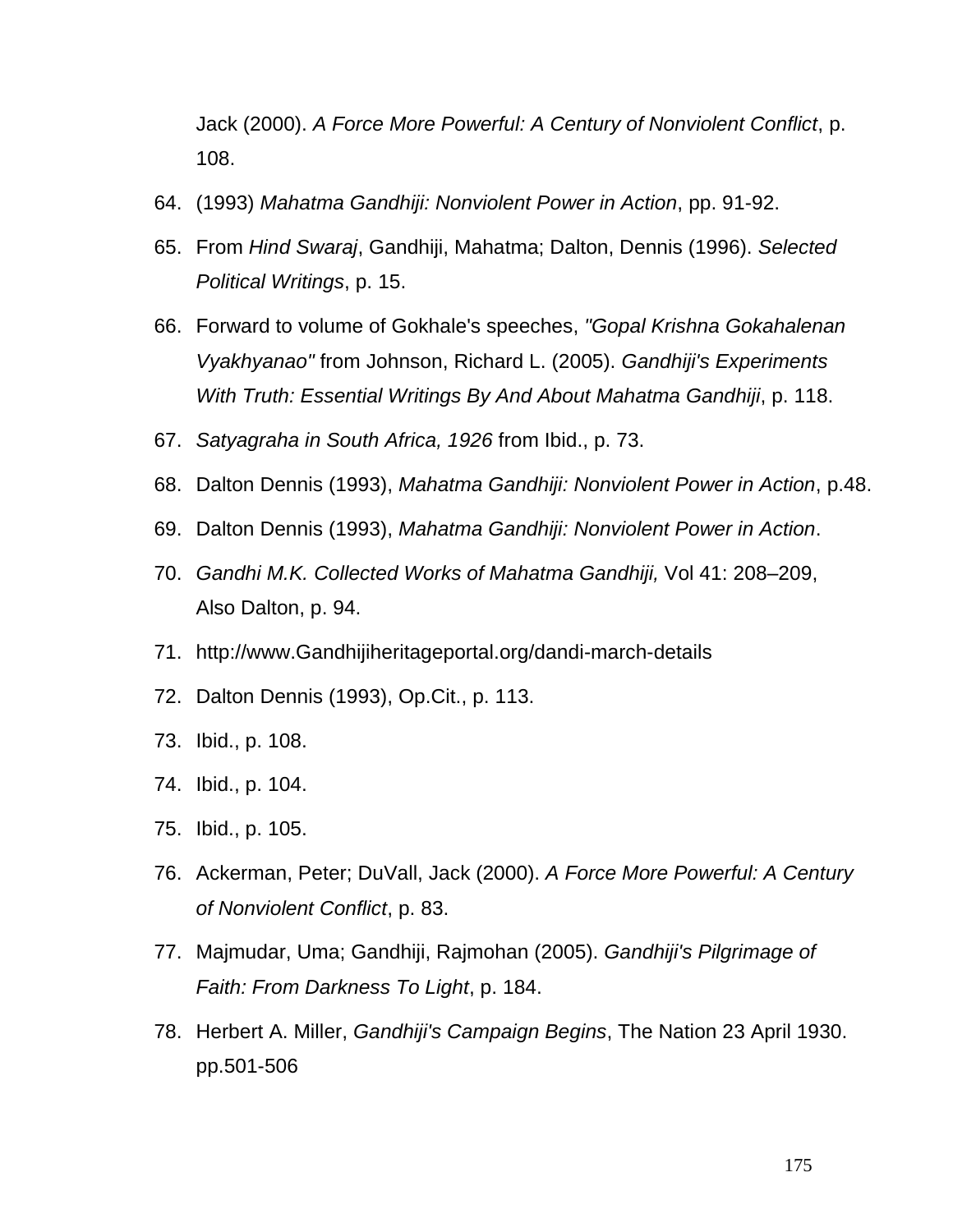Jack (2000). *A Force More Powerful: A Century of Nonviolent Conflict*, p. 108.

64. (1993) *Mahatma Gandhiji: Nonviolent Power in Action*, pp. 91-92.
65. From *Hind Swaraj*, Gandhiji, Mahatma; Dalton, Dennis (1996). *Selected Political Writings*, p. 15.
66. Forward to volume of Gokhale's speeches, *"Gopal Krishna Gokahalenan Vyakhyanao"* from Johnson, Richard L. (2005). *Gandhiji's Experiments With Truth: Essential Writings By And About Mahatma Gandhiji*, p. 118.
67. *Satyagraha in South Africa, 1926* from Ibid., p. 73.
68. Dalton Dennis (1993), *Mahatma Gandhiji: Nonviolent Power in Action*, p.48.
69. Dalton Dennis (1993), *Mahatma Gandhiji: Nonviolent Power in Action*.
70. *Gandhi M.K. Collected Works of Mahatma Gandhiji,* Vol 41: 208–209, Also Dalton, p. 94.
71. http://www.Gandhijiheritageportal.org/dandi-march-details
72. Dalton Dennis (1993), Op.Cit., p. 113.
73. Ibid., p. 108.
74. Ibid., p. 104.
75. Ibid., p. 105.
76. Ackerman, Peter; DuVall, Jack (2000). *A Force More Powerful: A Century of Nonviolent Conflict*, p. 83.
77. Majmudar, Uma; Gandhiji, Rajmohan (2005). *Gandhiji's Pilgrimage of Faith: From Darkness To Light*, p. 184.
78. Herbert A. Miller, *Gandhiji's Campaign Begins*, The Nation 23 April 1930. pp.501-506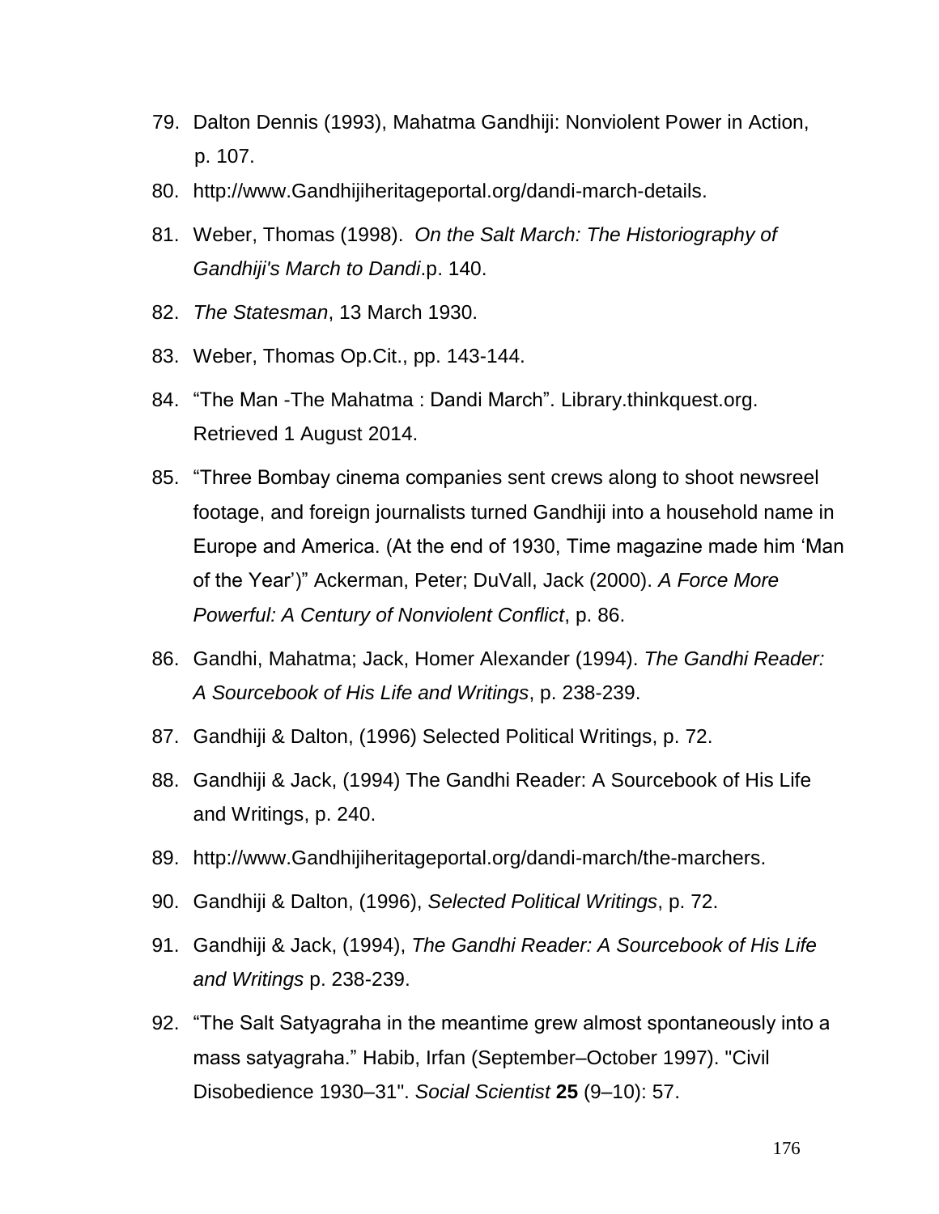79. Dalton Dennis (1993), Mahatma Gandhiji: Nonviolent Power in Action, p. 107.
80. http://www.Gandhijiheritageportal.org/dandi-march-details.
81. Weber, Thomas (1998). *On the Salt March: The Historiography of Gandhiji's March to Dandi*.p. 140.
82. *The Statesman*, 13 March 1930.
83. Weber, Thomas Op.Cit., pp. 143-144.
84. "The Man -The Mahatma : Dandi March". Library.thinkquest.org. Retrieved 1 August 2014.
85. "Three Bombay cinema companies sent crews along to shoot newsreel footage, and foreign journalists turned Gandhiji into a household name in Europe and America. (At the end of 1930, Time magazine made him 'Man of the Year')" Ackerman, Peter; DuVall, Jack (2000). *A Force More Powerful: A Century of Nonviolent Conflict*, p. 86.
86. Gandhi, Mahatma; Jack, Homer Alexander (1994). *The Gandhi Reader: A Sourcebook of His Life and Writings*, p. 238-239.
87. Gandhiji & Dalton, (1996) Selected Political Writings, p. 72.
88. Gandhiji & Jack, (1994) The Gandhi Reader: A Sourcebook of His Life and Writings, p. 240.
89. http://www.Gandhijiheritageportal.org/dandi-march/the-marchers.
90. Gandhiji & Dalton, (1996), *Selected Political Writings*, p. 72.
91. Gandhiji & Jack, (1994), *The Gandhi Reader: A Sourcebook of His Life and Writings* p. 238-239.
92. "The Salt Satyagraha in the meantime grew almost spontaneously into a mass satyagraha." Habib, Irfan (September–October 1997). "Civil Disobedience 1930–31". *Social Scientist* **25** (9–10): 57.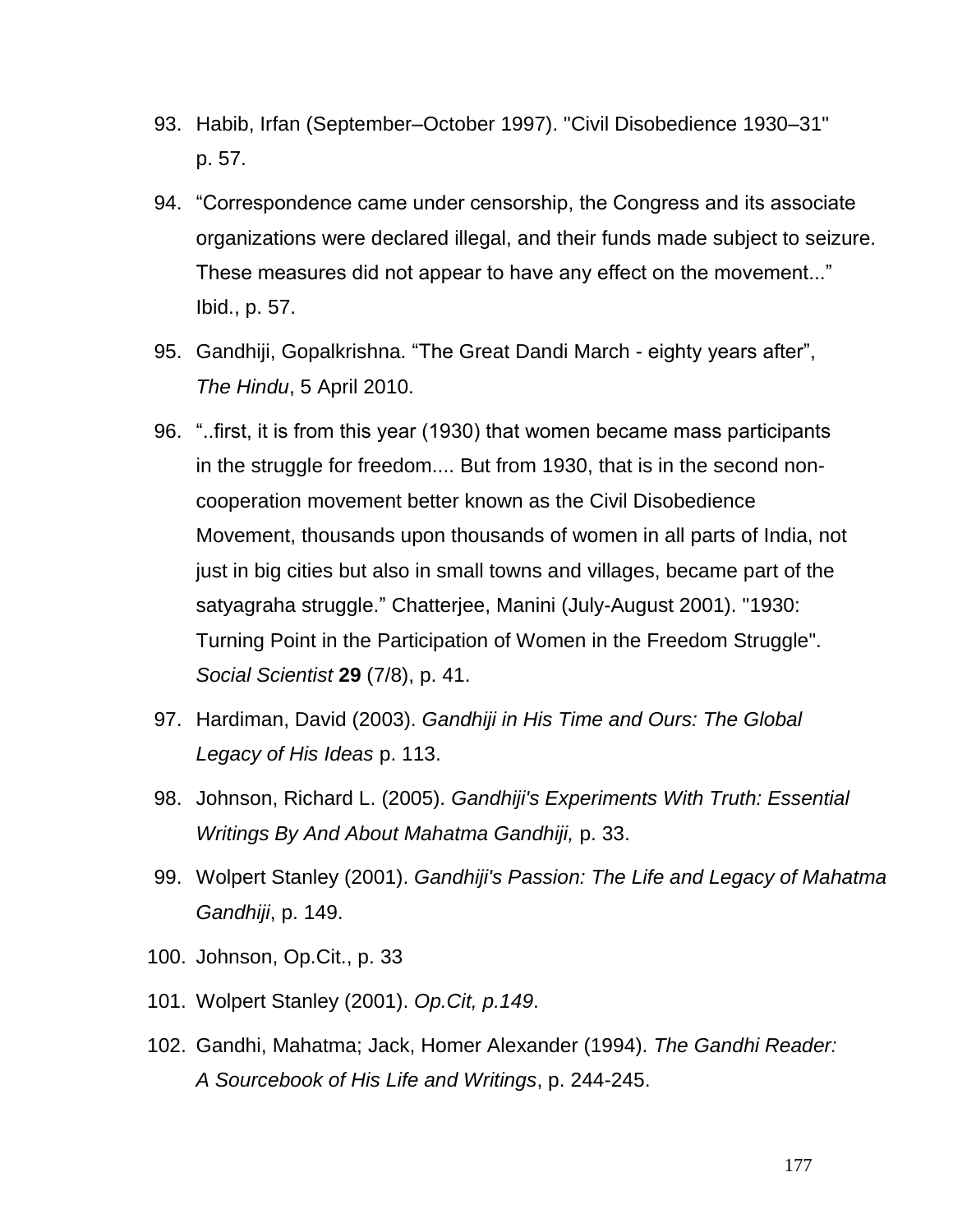93. Habib, Irfan (September–October 1997). "Civil Disobedience 1930–31" p. 57.
94. "Correspondence came under censorship, the Congress and its associate organizations were declared illegal, and their funds made subject to seizure. These measures did not appear to have any effect on the movement..." Ibid., p. 57.
95. Gandhiji, Gopalkrishna. "The Great Dandi March - eighty years after", *The Hindu*, 5 April 2010.
96. "..first, it is from this year (1930) that women became mass participants in the struggle for freedom.... But from 1930, that is in the second non-cooperation movement better known as the Civil Disobedience Movement, thousands upon thousands of women in all parts of India, not just in big cities but also in small towns and villages, became part of the satyagraha struggle." Chatterjee, Manini (July-August 2001). "1930: Turning Point in the Participation of Women in the Freedom Struggle". *Social Scientist* **29** (7/8), p. 41.
97. Hardiman, David (2003). *Gandhiji in His Time and Ours: The Global Legacy of His Ideas* p. 113.
98. Johnson, Richard L. (2005). *Gandhiji's Experiments With Truth: Essential Writings By And About Mahatma Gandhiji,* p. 33.
99. Wolpert Stanley (2001). *Gandhiji's Passion: The Life and Legacy of Mahatma Gandhiji*, p. 149.
100. Johnson, Op.Cit., p. 33
101. Wolpert Stanley (2001). *Op.Cit, p.149*.
102. Gandhi, Mahatma; Jack, Homer Alexander (1994). *The Gandhi Reader: A Sourcebook of His Life and Writings*, p. 244-245.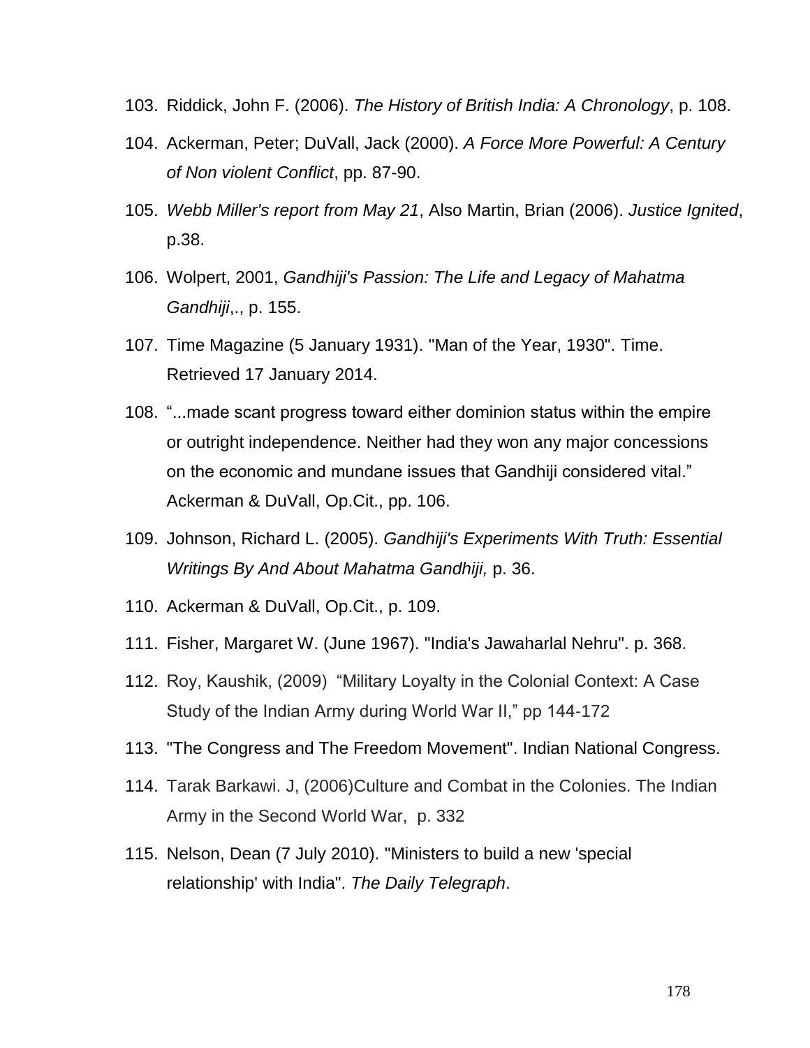103. Riddick, John F. (2006). *The History of British India: A Chronology*, p. 108.

104. Ackerman, Peter; DuVall, Jack (2000). *A Force More Powerful: A Century of Non violent Conflict*, pp. 87-90.

105. *Webb Miller's report from May 21*, Also Martin, Brian (2006). *Justice Ignited*, p.38.

106. Wolpert, 2001, *Gandhiji's Passion: The Life and Legacy of Mahatma Gandhiji*,., p. 155.

107. Time Magazine (5 January 1931). "Man of the Year, 1930". Time. Retrieved 17 January 2014.

108. "...made scant progress toward either dominion status within the empire or outright independence. Neither had they won any major concessions on the economic and mundane issues that Gandhiji considered vital." Ackerman & DuVall, Op.Cit., pp. 106.

109. Johnson, Richard L. (2005). *Gandhiji's Experiments With Truth: Essential Writings By And About Mahatma Gandhiji,* p. 36.

110. Ackerman & DuVall, Op.Cit., p. 109.

111. Fisher, Margaret W. (June 1967). "India's Jawaharlal Nehru". p. 368.

112. Roy, Kaushik, (2009) "Military Loyalty in the Colonial Context: A Case Study of the Indian Army during World War II," pp 144-172

113. "The Congress and The Freedom Movement". Indian National Congress.

114. Tarak Barkawi. J, (2006)Culture and Combat in the Colonies. The Indian Army in the Second World War, p. 332

115. Nelson, Dean (7 July 2010). "Ministers to build a new 'special relationship' with India". *The Daily Telegraph*.